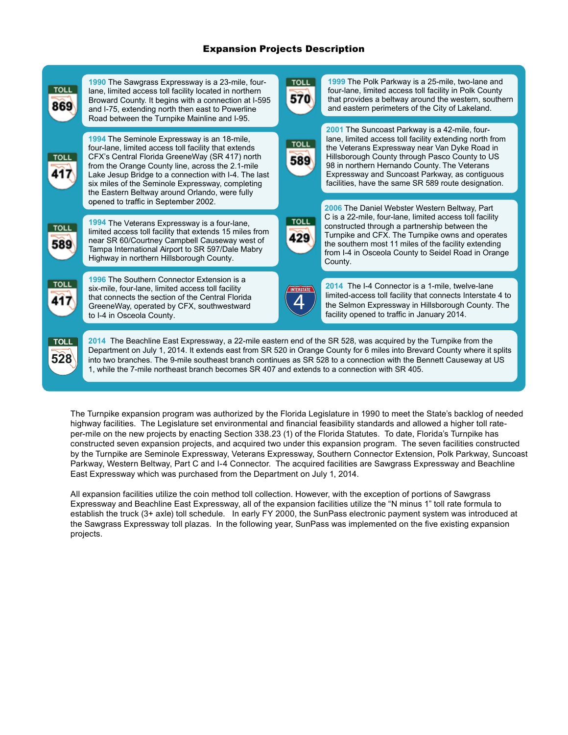## Expansion Projects Description

TOLL 869

**1990** The Sawgrass Expressway is a 23-mile, four-lane, limited access toll facility located in northern Broward County. It begins with a connection at I-595 and I-75, extending north then east to Powerline Road between the Turnpike Mainline and I-95.

TOLL 417

**1994** The Seminole Expressway is an 18-mile, four-lane, limited access toll facility that extends CFX's Central Florida GreeneWay (SR 417) north from the Orange County line, across the 2.1-mile Lake Jesup Bridge to a connection with I-4. The last six miles of the Seminole Expressway, completing the Eastern Beltway around Orlando, were fully opened to traffic in September 2002.

TOLL 589

**1994** The Veterans Expressway is a four-lane, limited access toll facility that extends 15 miles from near SR 60/Courtney Campbell Causeway west of Tampa International Airport to SR 597/Dale Mabry Highway in northern Hillsborough County.

TOLL 417

**1996** The Southern Connector Extension is a six-mile, four-lane, limited access toll facility that connects the section of the Central Florida GreeneWay, operated by CFX, southwestward to I-4 in Osceola County.

TOLL 570

**1999** The Polk Parkway is a 25-mile, two-lane and four-lane, limited access toll facility in Polk County that provides a beltway around the western, southern and eastern perimeters of the City of Lakeland.

TOLL 589

**2001** The Suncoast Parkway is a 42-mile, four-lane, limited access toll facility extending north from the Veterans Expressway near Van Dyke Road in Hillsborough County through Pasco County to US 98 in northern Hernando County. The Veterans Expressway and Suncoast Parkway, as contiguous facilities, have the same SR 589 route designation.

TOLL 429

**2006** The Daniel Webster Western Beltway, Part C is a 22-mile, four-lane, limited access toll facility constructed through a partnership between the Turnpike and CFX. The Turnpike owns and operates the southern most 11 miles of the facility extending from I-4 in Osceola County to Seidel Road in Orange County.

INTERSTATE 4

**2014** The I-4 Connector is a 1-mile, twelve-lane limited-access toll facility that connects Interstate 4 to the Selmon Expressway in Hillsborough County. The facility opened to traffic in January 2014.

TOLL 528

**2014** The Beachline East Expressway, a 22-mile eastern end of the SR 528, was acquired by the Turnpike from the Department on July 1, 2014. It extends east from SR 520 in Orange County for 6 miles into Brevard County where it splits into two branches. The 9-mile southeast branch continues as SR 528 to a connection with the Bennett Causeway at US 1, while the 7-mile northeast branch becomes SR 407 and extends to a connection with SR 405.

The Turnpike expansion program was authorized by the Florida Legislature in 1990 to meet the State's backlog of needed highway facilities. The Legislature set environmental and financial feasibility standards and allowed a higher toll rate-per-mile on the new projects by enacting Section 338.23 (1) of the Florida Statutes. To date, Florida's Turnpike has constructed seven expansion projects, and acquired two under this expansion program. The seven facilities constructed by the Turnpike are Seminole Expressway, Veterans Expressway, Southern Connector Extension, Polk Parkway, Suncoast Parkway, Western Beltway, Part C and I-4 Connector. The acquired facilities are Sawgrass Expressway and Beachline East Expressway which was purchased from the Department on July 1, 2014.

All expansion facilities utilize the coin method toll collection. However, with the exception of portions of Sawgrass Expressway and Beachline East Expressway, all of the expansion facilities utilize the "N minus 1" toll rate formula to establish the truck (3+ axle) toll schedule. In early FY 2000, the SunPass electronic payment system was introduced at the Sawgrass Expressway toll plazas. In the following year, SunPass was implemented on the five existing expansion projects.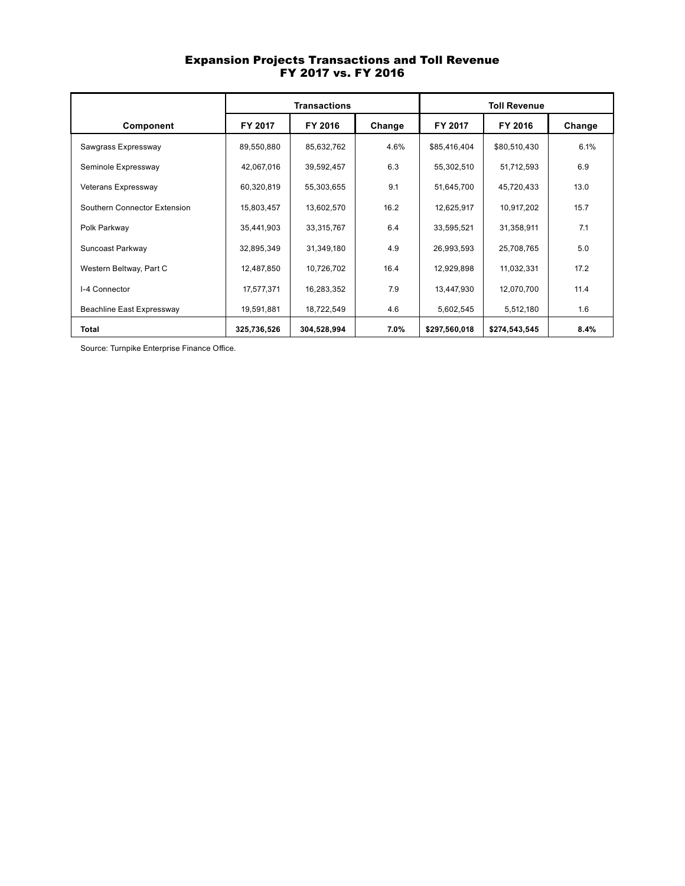# Expansion Projects Transactions and Toll Revenue
## FY 2017 vs. FY 2016

| Component | Transactions | | | Toll Revenue | | |
|---|---|---|---|---|---|---|
| | FY 2017 | FY 2016 | Change | FY 2017 | FY 2016 | Change |
| Sawgrass Expressway | 89,550,880 | 85,632,762 | 4.6% | $85,416,404 | $80,510,430 | 6.1% |
| Seminole Expressway | 42,067,016 | 39,592,457 | 6.3 | 55,302,510 | 51,712,593 | 6.9 |
| Veterans Expressway | 60,320,819 | 55,303,655 | 9.1 | 51,645,700 | 45,720,433 | 13.0 |
| Southern Connector Extension | 15,803,457 | 13,602,570 | 16.2 | 12,625,917 | 10,917,202 | 15.7 |
| Polk Parkway | 35,441,903 | 33,315,767 | 6.4 | 33,595,521 | 31,358,911 | 7.1 |
| Suncoast Parkway | 32,895,349 | 31,349,180 | 4.9 | 26,993,593 | 25,708,765 | 5.0 |
| Western Beltway, Part C | 12,487,850 | 10,726,702 | 16.4 | 12,929,898 | 11,032,331 | 17.2 |
| I-4 Connector | 17,577,371 | 16,283,352 | 7.9 | 13,447,930 | 12,070,700 | 11.4 |
| Beachline East Expressway | 19,591,881 | 18,722,549 | 4.6 | 5,602,545 | 5,512,180 | 1.6 |
| **Total** | **325,736,526** | **304,528,994** | **7.0%** | **$297,560,018** | **$274,543,545** | **8.4%** |

Source: Turnpike Enterprise Finance Office.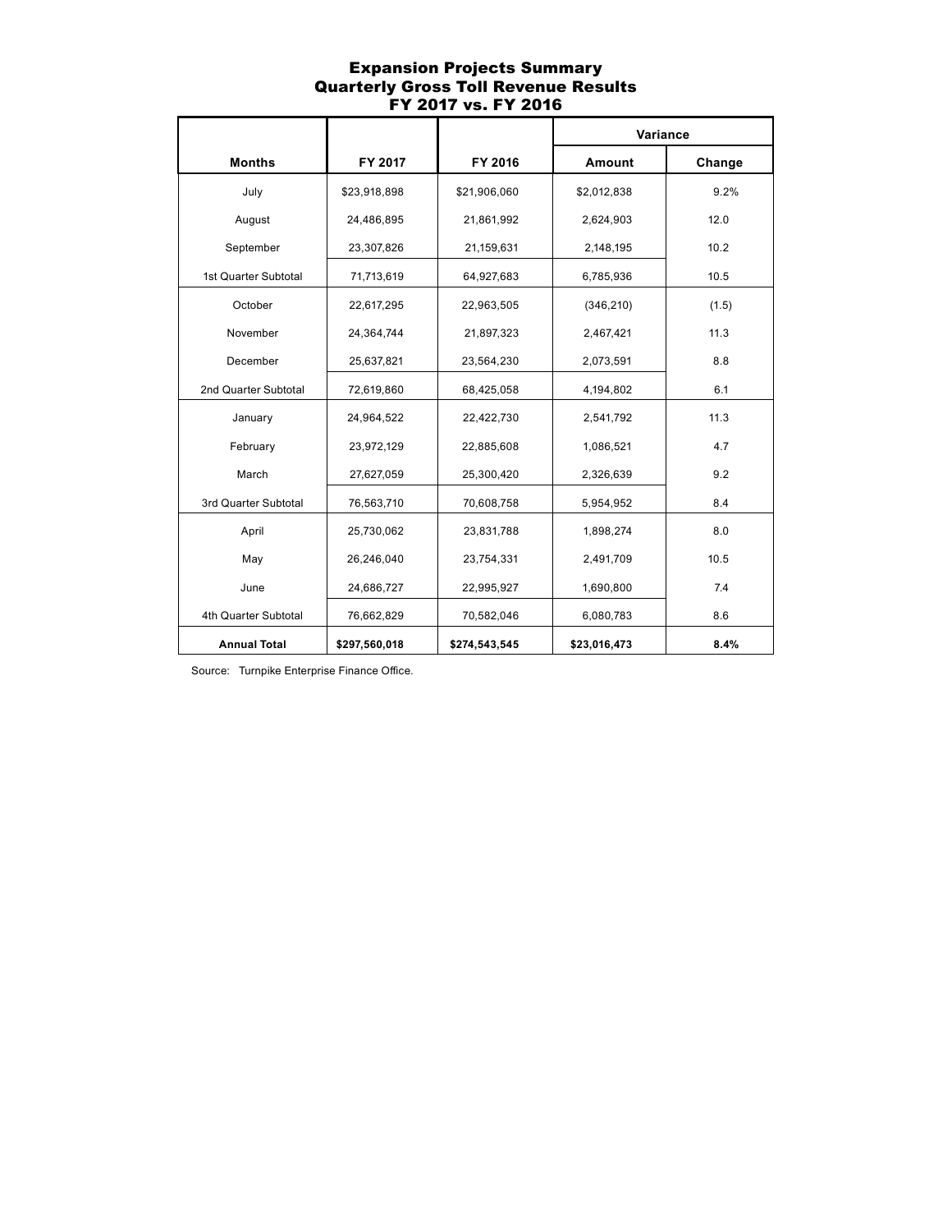# Expansion Projects Summary
## Quarterly Gross Toll Revenue Results
## FY 2017 vs. FY 2016

| Months | FY 2017 | FY 2016 | Variance | |
|---|---|---|---|---|
| | | | Amount | Change |
| July | $23,918,898 | $21,906,060 | $2,012,838 | 9.2% |
| August | 24,486,895 | 21,861,992 | 2,624,903 | 12.0 |
| September | 23,307,826 | 21,159,631 | 2,148,195 | 10.2 |
| 1st Quarter Subtotal | 71,713,619 | 64,927,683 | 6,785,936 | 10.5 |
| October | 22,617,295 | 22,963,505 | (346,210) | (1.5) |
| November | 24,364,744 | 21,897,323 | 2,467,421 | 11.3 |
| December | 25,637,821 | 23,564,230 | 2,073,591 | 8.8 |
| 2nd Quarter Subtotal | 72,619,860 | 68,425,058 | 4,194,802 | 6.1 |
| January | 24,964,522 | 22,422,730 | 2,541,792 | 11.3 |
| February | 23,972,129 | 22,885,608 | 1,086,521 | 4.7 |
| March | 27,627,059 | 25,300,420 | 2,326,639 | 9.2 |
| 3rd Quarter Subtotal | 76,563,710 | 70,608,758 | 5,954,952 | 8.4 |
| April | 25,730,062 | 23,831,788 | 1,898,274 | 8.0 |
| May | 26,246,040 | 23,754,331 | 2,491,709 | 10.5 |
| June | 24,686,727 | 22,995,927 | 1,690,800 | 7.4 |
| 4th Quarter Subtotal | 76,662,829 | 70,582,046 | 6,080,783 | 8.6 |
| **Annual Total** | **$297,560,018** | **$274,543,545** | **$23,016,473** | **8.4%** |

Source: Turnpike Enterprise Finance Office.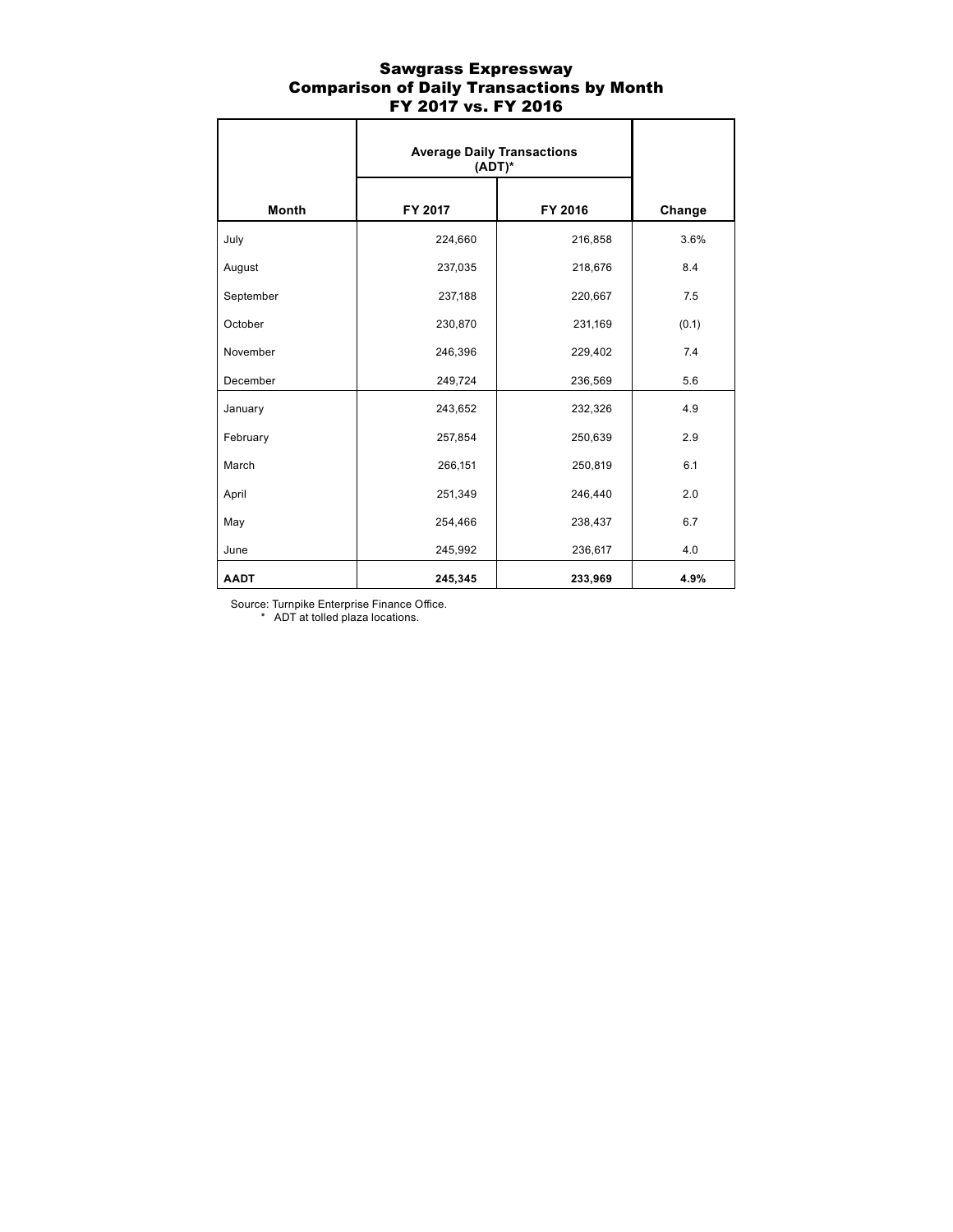# Sawgrass Expressway
## Comparison of Daily Transactions by Month
## FY 2017 vs. FY 2016

| Month | Average Daily Transactions (ADT)* | | Change |
|---|---|---|---|
| | FY 2017 | FY 2016 | |
| July | 224,660 | 216,858 | 3.6% |
| August | 237,035 | 218,676 | 8.4 |
| September | 237,188 | 220,667 | 7.5 |
| October | 230,870 | 231,169 | (0.1) |
| November | 246,396 | 229,402 | 7.4 |
| December | 249,724 | 236,569 | 5.6 |
| January | 243,652 | 232,326 | 4.9 |
| February | 257,854 | 250,639 | 2.9 |
| March | 266,151 | 250,819 | 6.1 |
| April | 251,349 | 246,440 | 2.0 |
| May | 254,466 | 238,437 | 6.7 |
| June | 245,992 | 236,617 | 4.0 |
| **AADT** | **245,345** | **233,969** | **4.9%** |

Source: Turnpike Enterprise Finance Office.
\* ADT at tolled plaza locations.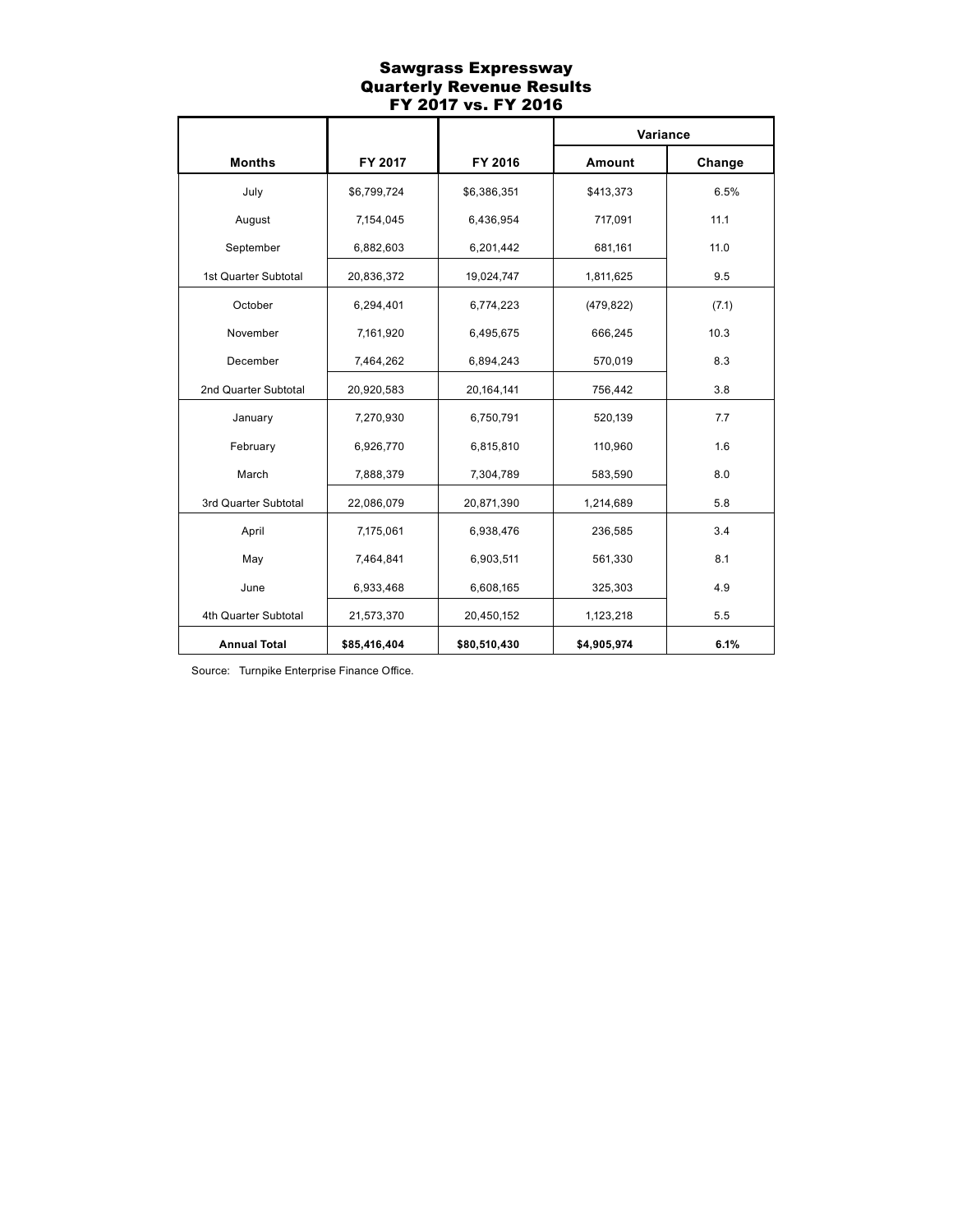# Sawgrass Expressway
## Quarterly Revenue Results
## FY 2017 vs. FY 2016

| Months | FY 2017 | FY 2016 | Variance | |
|---|---|---|---|---|
| | | | Amount | Change |
| July | $6,799,724 | $6,386,351 | $413,373 | 6.5% |
| August | 7,154,045 | 6,436,954 | 717,091 | 11.1 |
| September | 6,882,603 | 6,201,442 | 681,161 | 11.0 |
| 1st Quarter Subtotal | 20,836,372 | 19,024,747 | 1,811,625 | 9.5 |
| October | 6,294,401 | 6,774,223 | (479,822) | (7.1) |
| November | 7,161,920 | 6,495,675 | 666,245 | 10.3 |
| December | 7,464,262 | 6,894,243 | 570,019 | 8.3 |
| 2nd Quarter Subtotal | 20,920,583 | 20,164,141 | 756,442 | 3.8 |
| January | 7,270,930 | 6,750,791 | 520,139 | 7.7 |
| February | 6,926,770 | 6,815,810 | 110,960 | 1.6 |
| March | 7,888,379 | 7,304,789 | 583,590 | 8.0 |
| 3rd Quarter Subtotal | 22,086,079 | 20,871,390 | 1,214,689 | 5.8 |
| April | 7,175,061 | 6,938,476 | 236,585 | 3.4 |
| May | 7,464,841 | 6,903,511 | 561,330 | 8.1 |
| June | 6,933,468 | 6,608,165 | 325,303 | 4.9 |
| 4th Quarter Subtotal | 21,573,370 | 20,450,152 | 1,123,218 | 5.5 |
| **Annual Total** | **$85,416,404** | **$80,510,430** | **$4,905,974** | **6.1%** |

Source: Turnpike Enterprise Finance Office.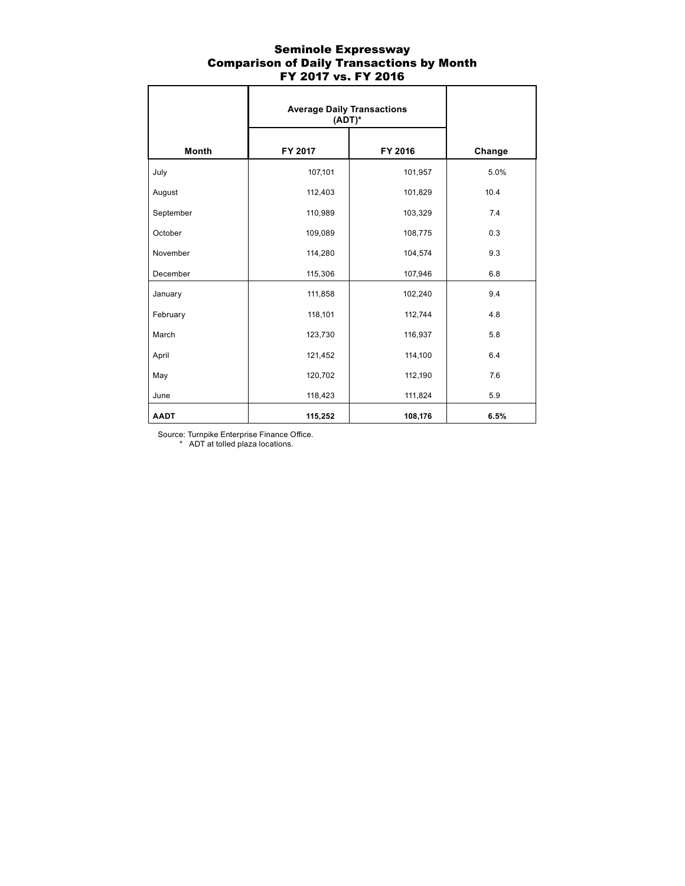# Seminole Expressway
## Comparison of Daily Transactions by Month
## FY 2017 vs. FY 2016

| Month | Average Daily Transactions (ADT)* | | Change |
|---|---|---|---|
| | FY 2017 | FY 2016 | |
| July | 107,101 | 101,957 | 5.0% |
| August | 112,403 | 101,829 | 10.4 |
| September | 110,989 | 103,329 | 7.4 |
| October | 109,089 | 108,775 | 0.3 |
| November | 114,280 | 104,574 | 9.3 |
| December | 115,306 | 107,946 | 6.8 |
| January | 111,858 | 102,240 | 9.4 |
| February | 118,101 | 112,744 | 4.8 |
| March | 123,730 | 116,937 | 5.8 |
| April | 121,452 | 114,100 | 6.4 |
| May | 120,702 | 112,190 | 7.6 |
| June | 118,423 | 111,824 | 5.9 |
| **AADT** | **115,252** | **108,176** | **6.5%** |

Source: Turnpike Enterprise Finance Office.

\* ADT at tolled plaza locations.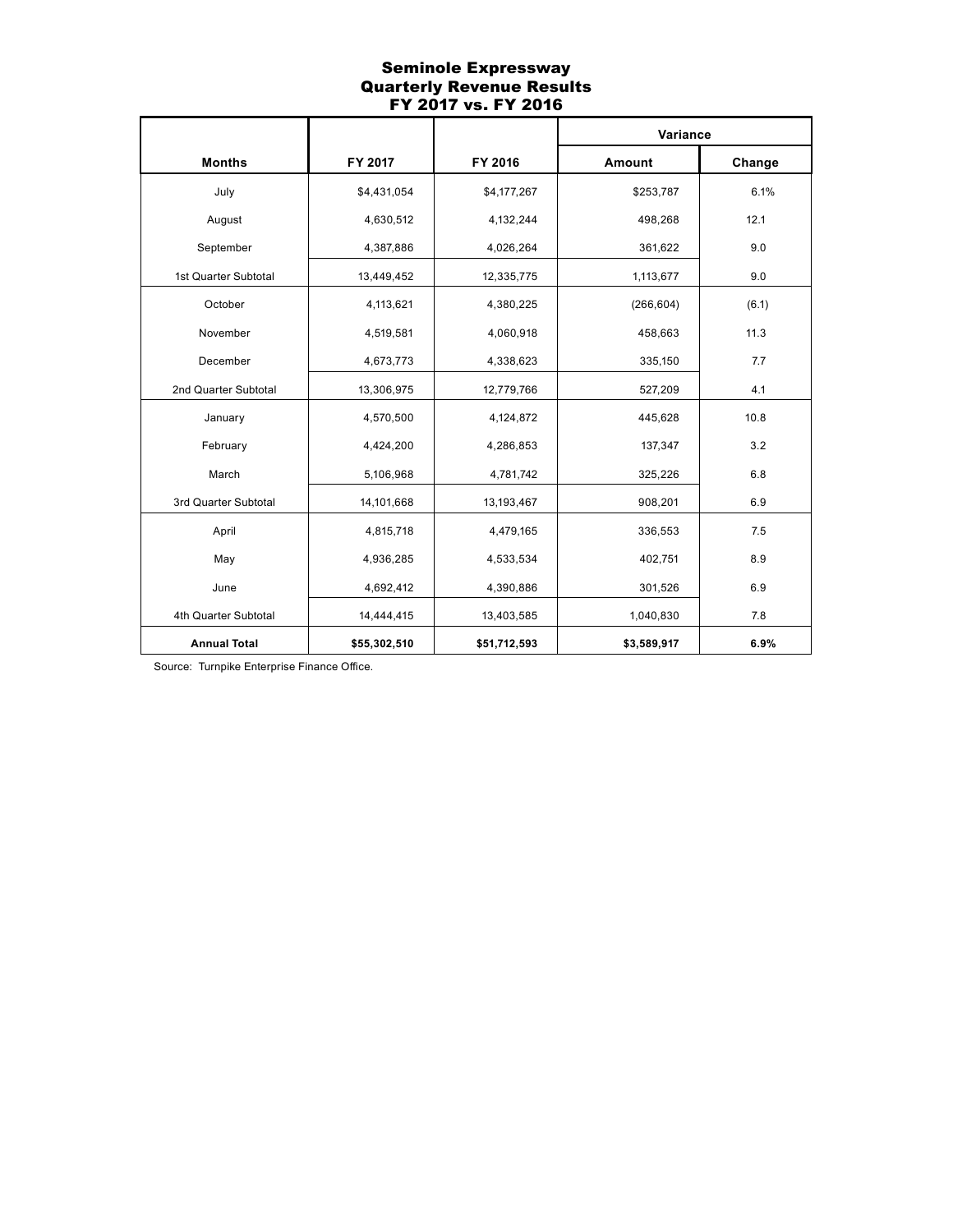# Seminole Expressway
## Quarterly Revenue Results
## FY 2017 vs. FY 2016

| Months | FY 2017 | FY 2016 | Variance | |
|---|---|---|---|---|
| | | | Amount | Change |
| July | $4,431,054 | $4,177,267 | $253,787 | 6.1% |
| August | 4,630,512 | 4,132,244 | 498,268 | 12.1 |
| September | 4,387,886 | 4,026,264 | 361,622 | 9.0 |
| 1st Quarter Subtotal | 13,449,452 | 12,335,775 | 1,113,677 | 9.0 |
| October | 4,113,621 | 4,380,225 | (266,604) | (6.1) |
| November | 4,519,581 | 4,060,918 | 458,663 | 11.3 |
| December | 4,673,773 | 4,338,623 | 335,150 | 7.7 |
| 2nd Quarter Subtotal | 13,306,975 | 12,779,766 | 527,209 | 4.1 |
| January | 4,570,500 | 4,124,872 | 445,628 | 10.8 |
| February | 4,424,200 | 4,286,853 | 137,347 | 3.2 |
| March | 5,106,968 | 4,781,742 | 325,226 | 6.8 |
| 3rd Quarter Subtotal | 14,101,668 | 13,193,467 | 908,201 | 6.9 |
| April | 4,815,718 | 4,479,165 | 336,553 | 7.5 |
| May | 4,936,285 | 4,533,534 | 402,751 | 8.9 |
| June | 4,692,412 | 4,390,886 | 301,526 | 6.9 |
| 4th Quarter Subtotal | 14,444,415 | 13,403,585 | 1,040,830 | 7.8 |
| **Annual Total** | **$55,302,510** | **$51,712,593** | **$3,589,917** | **6.9%** |

Source: Turnpike Enterprise Finance Office.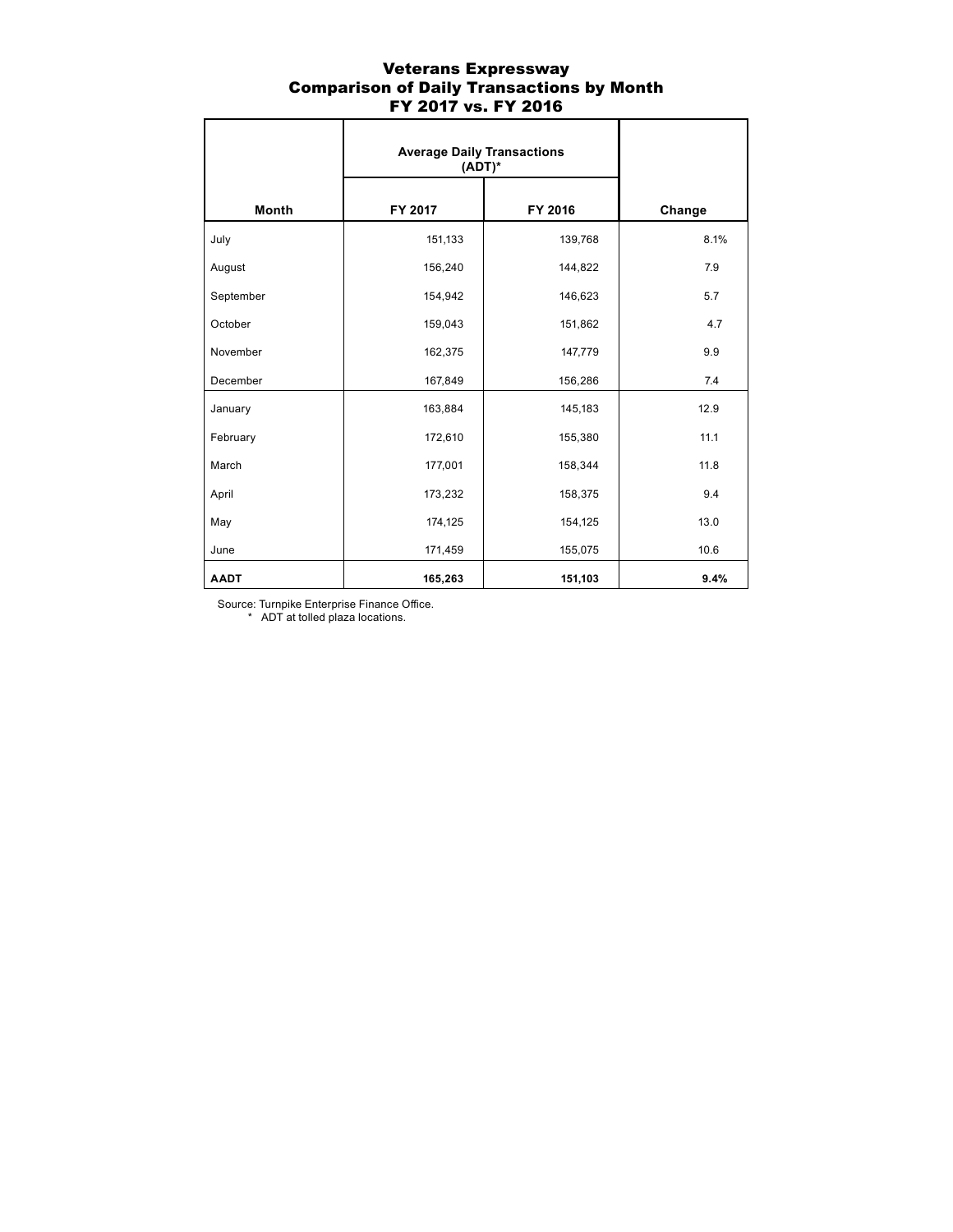# Veterans Expressway
## Comparison of Daily Transactions by Month
## FY 2017 vs. FY 2016

| Month | Average Daily Transactions (ADT)* | | Change |
|---|---|---|---|
| | FY 2017 | FY 2016 | |
| July | 151,133 | 139,768 | 8.1% |
| August | 156,240 | 144,822 | 7.9 |
| September | 154,942 | 146,623 | 5.7 |
| October | 159,043 | 151,862 | 4.7 |
| November | 162,375 | 147,779 | 9.9 |
| December | 167,849 | 156,286 | 7.4 |
| January | 163,884 | 145,183 | 12.9 |
| February | 172,610 | 155,380 | 11.1 |
| March | 177,001 | 158,344 | 11.8 |
| April | 173,232 | 158,375 | 9.4 |
| May | 174,125 | 154,125 | 13.0 |
| June | 171,459 | 155,075 | 10.6 |
| **AADT** | **165,263** | **151,103** | **9.4%** |

Source: Turnpike Enterprise Finance Office.

\* ADT at tolled plaza locations.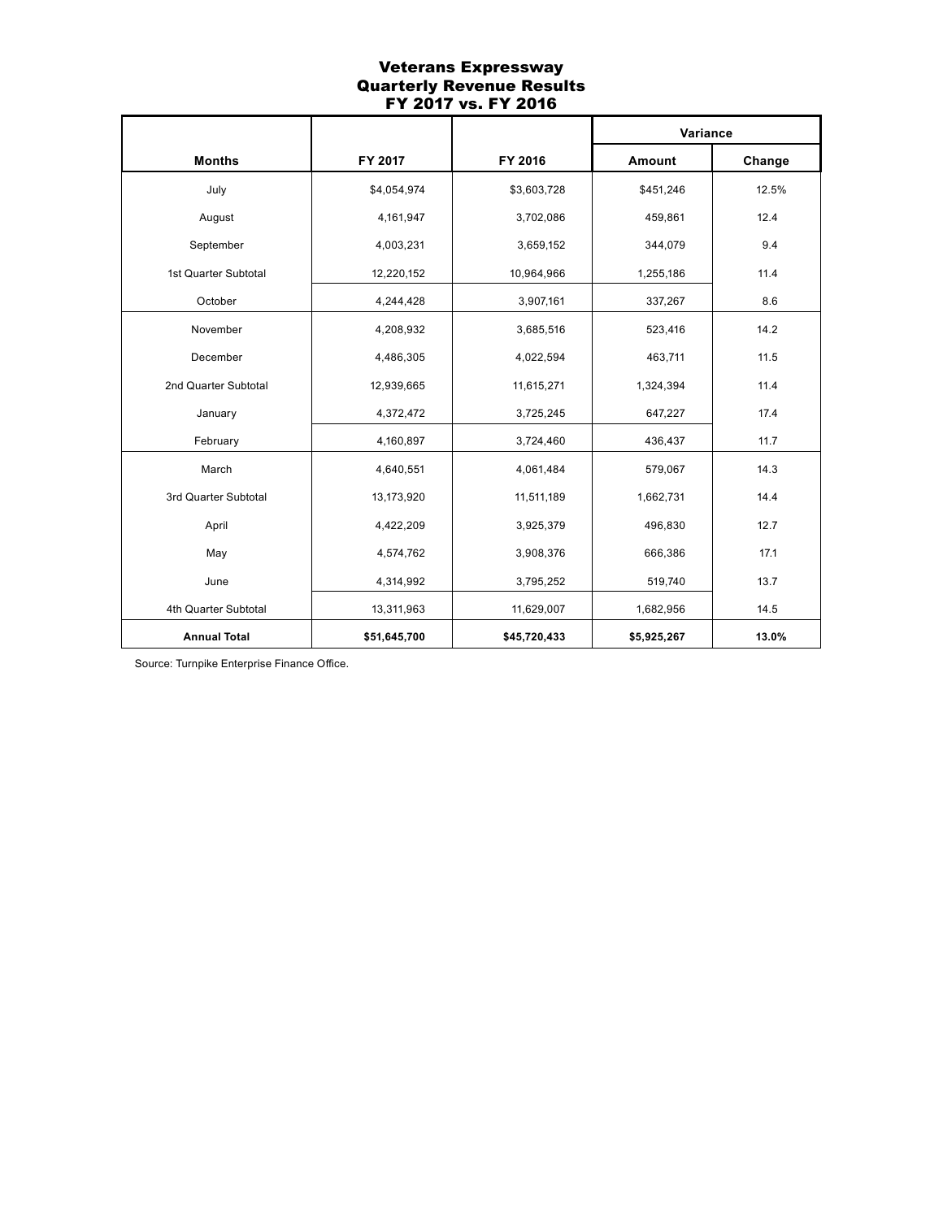# Veterans Expressway
## Quarterly Revenue Results
## FY 2017 vs. FY 2016

| Months | FY 2017 | FY 2016 | Variance | |
|---|---|---|---|---|
| | | | Amount | Change |
| July | $4,054,974 | $3,603,728 | $451,246 | 12.5% |
| August | 4,161,947 | 3,702,086 | 459,861 | 12.4 |
| September | 4,003,231 | 3,659,152 | 344,079 | 9.4 |
| 1st Quarter Subtotal | 12,220,152 | 10,964,966 | 1,255,186 | 11.4 |
| October | 4,244,428 | 3,907,161 | 337,267 | 8.6 |
| November | 4,208,932 | 3,685,516 | 523,416 | 14.2 |
| December | 4,486,305 | 4,022,594 | 463,711 | 11.5 |
| 2nd Quarter Subtotal | 12,939,665 | 11,615,271 | 1,324,394 | 11.4 |
| January | 4,372,472 | 3,725,245 | 647,227 | 17.4 |
| February | 4,160,897 | 3,724,460 | 436,437 | 11.7 |
| March | 4,640,551 | 4,061,484 | 579,067 | 14.3 |
| 3rd Quarter Subtotal | 13,173,920 | 11,511,189 | 1,662,731 | 14.4 |
| April | 4,422,209 | 3,925,379 | 496,830 | 12.7 |
| May | 4,574,762 | 3,908,376 | 666,386 | 17.1 |
| June | 4,314,992 | 3,795,252 | 519,740 | 13.7 |
| 4th Quarter Subtotal | 13,311,963 | 11,629,007 | 1,682,956 | 14.5 |
| **Annual Total** | **$51,645,700** | **$45,720,433** | **$5,925,267** | **13.0%** |

Source: Turnpike Enterprise Finance Office.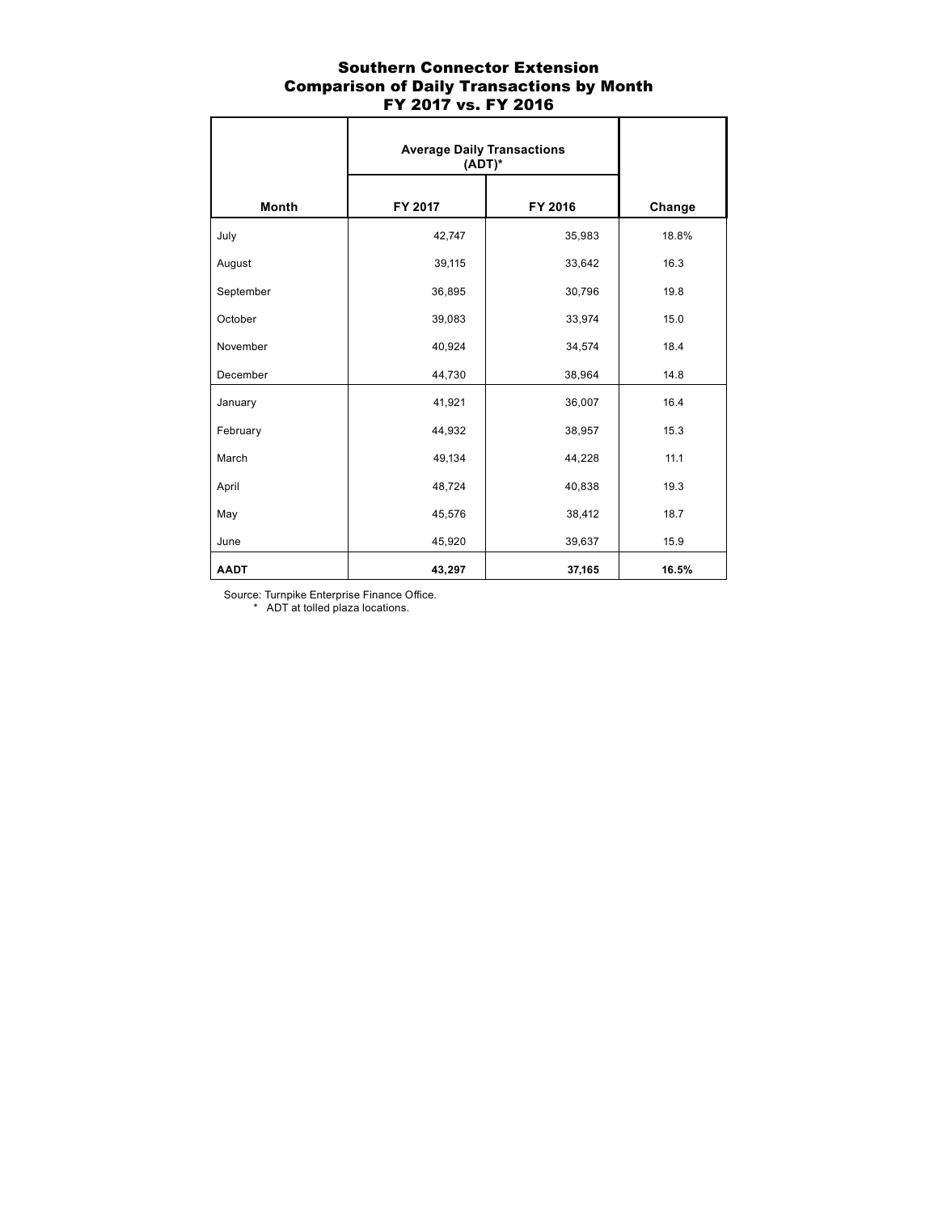## Southern Connector Extension
## Comparison of Daily Transactions by Month
## FY 2017 vs. FY 2016

| Month | Average Daily Transactions (ADT)* | | Change |
|---|---|---|---|
| | FY 2017 | FY 2016 | |
| July | 42,747 | 35,983 | 18.8% |
| August | 39,115 | 33,642 | 16.3 |
| September | 36,895 | 30,796 | 19.8 |
| October | 39,083 | 33,974 | 15.0 |
| November | 40,924 | 34,574 | 18.4 |
| December | 44,730 | 38,964 | 14.8 |
| January | 41,921 | 36,007 | 16.4 |
| February | 44,932 | 38,957 | 15.3 |
| March | 49,134 | 44,228 | 11.1 |
| April | 48,724 | 40,838 | 19.3 |
| May | 45,576 | 38,412 | 18.7 |
| June | 45,920 | 39,637 | 15.9 |
| **AADT** | **43,297** | **37,165** | **16.5%** |

Source: Turnpike Enterprise Finance Office.

\* ADT at tolled plaza locations.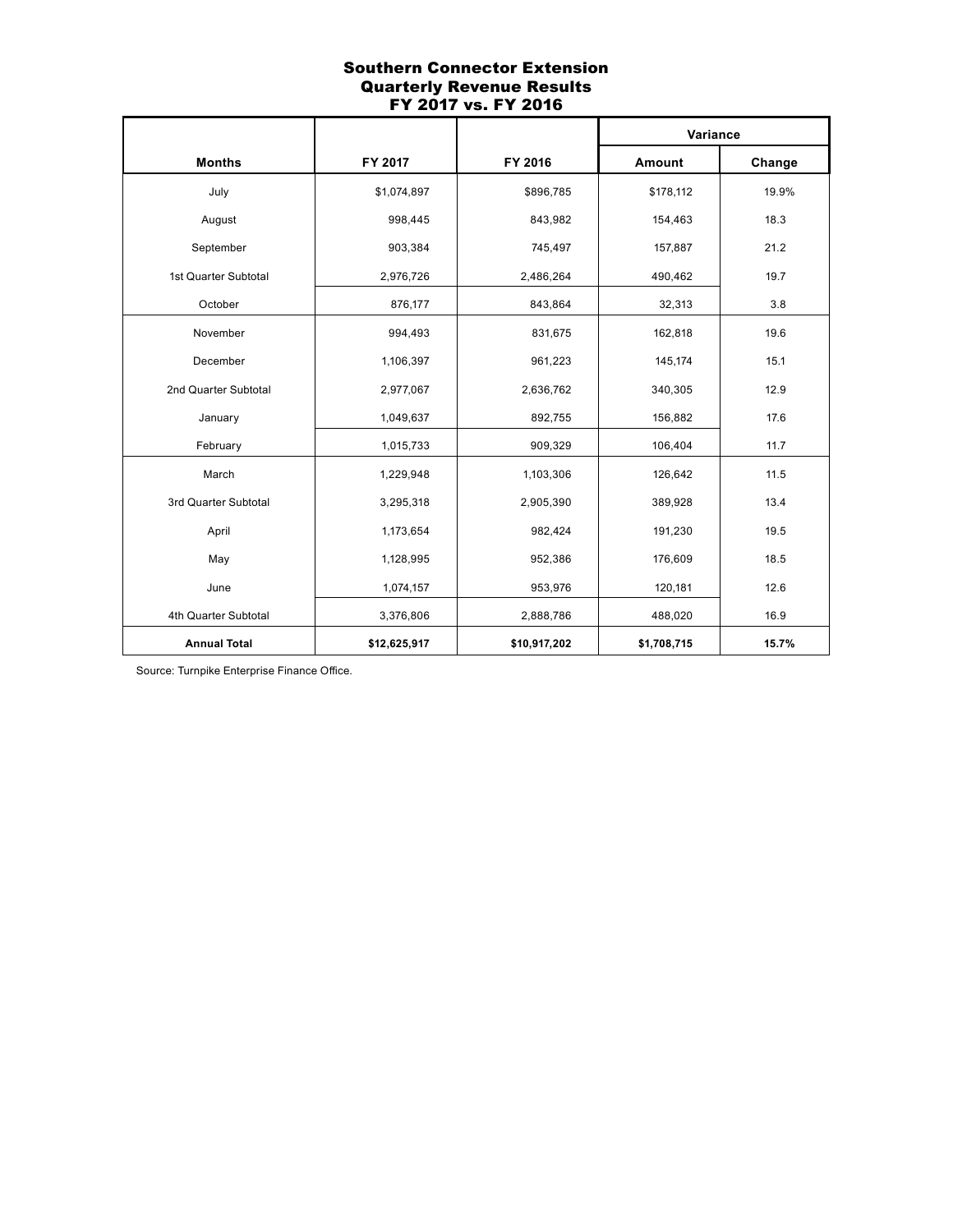## Southern Connector Extension
## Quarterly Revenue Results
## FY 2017 vs. FY 2016

| Months | FY 2017 | FY 2016 | Variance | |
|---|---|---|---|---|
| | | | Amount | Change |
| July | $1,074,897 | $896,785 | $178,112 | 19.9% |
| August | 998,445 | 843,982 | 154,463 | 18.3 |
| September | 903,384 | 745,497 | 157,887 | 21.2 |
| 1st Quarter Subtotal | 2,976,726 | 2,486,264 | 490,462 | 19.7 |
| October | 876,177 | 843,864 | 32,313 | 3.8 |
| November | 994,493 | 831,675 | 162,818 | 19.6 |
| December | 1,106,397 | 961,223 | 145,174 | 15.1 |
| 2nd Quarter Subtotal | 2,977,067 | 2,636,762 | 340,305 | 12.9 |
| January | 1,049,637 | 892,755 | 156,882 | 17.6 |
| February | 1,015,733 | 909,329 | 106,404 | 11.7 |
| March | 1,229,948 | 1,103,306 | 126,642 | 11.5 |
| 3rd Quarter Subtotal | 3,295,318 | 2,905,390 | 389,928 | 13.4 |
| April | 1,173,654 | 982,424 | 191,230 | 19.5 |
| May | 1,128,995 | 952,386 | 176,609 | 18.5 |
| June | 1,074,157 | 953,976 | 120,181 | 12.6 |
| 4th Quarter Subtotal | 3,376,806 | 2,888,786 | 488,020 | 16.9 |
| **Annual Total** | **$12,625,917** | **$10,917,202** | **$1,708,715** | **15.7%** |

Source: Turnpike Enterprise Finance Office.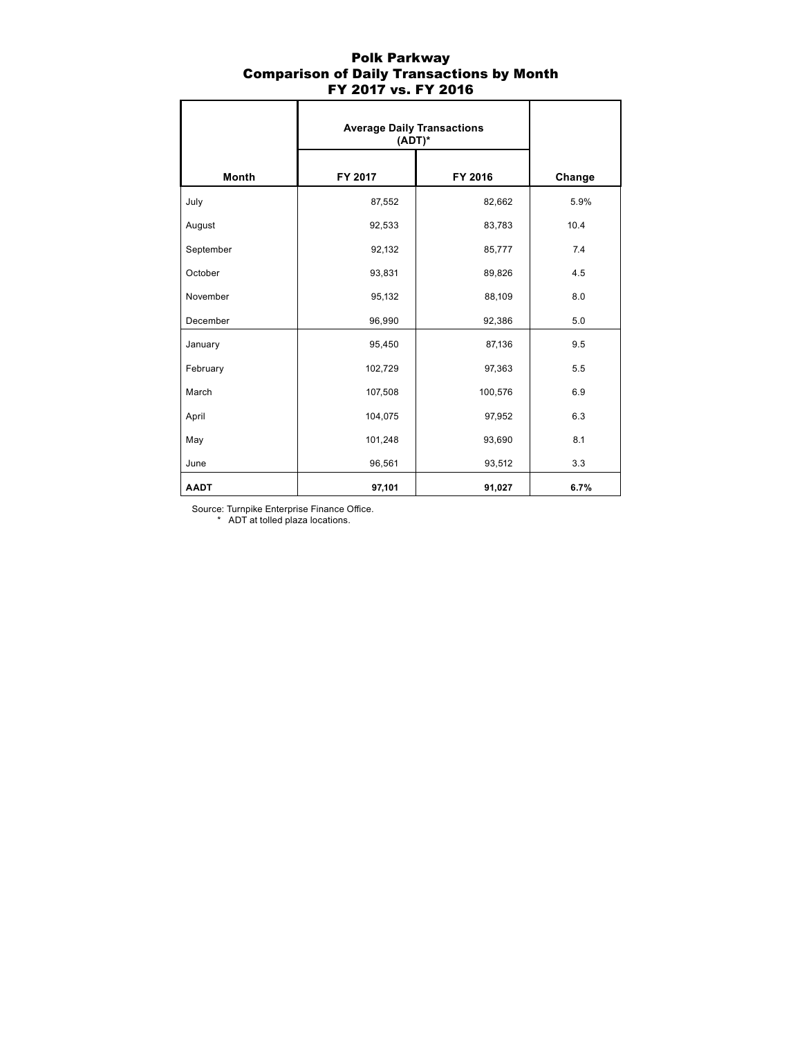## Polk Parkway
## Comparison of Daily Transactions by Month
## FY 2017 vs. FY 2016

| Month | Average Daily Transactions (ADT)* | | Change |
|---|---|---|---|
| | FY 2017 | FY 2016 | |
| July | 87,552 | 82,662 | 5.9% |
| August | 92,533 | 83,783 | 10.4 |
| September | 92,132 | 85,777 | 7.4 |
| October | 93,831 | 89,826 | 4.5 |
| November | 95,132 | 88,109 | 8.0 |
| December | 96,990 | 92,386 | 5.0 |
| January | 95,450 | 87,136 | 9.5 |
| February | 102,729 | 97,363 | 5.5 |
| March | 107,508 | 100,576 | 6.9 |
| April | 104,075 | 97,952 | 6.3 |
| May | 101,248 | 93,690 | 8.1 |
| June | 96,561 | 93,512 | 3.3 |
| **AADT** | **97,101** | **91,027** | **6.7%** |

Source: Turnpike Enterprise Finance Office.
\* ADT at tolled plaza locations.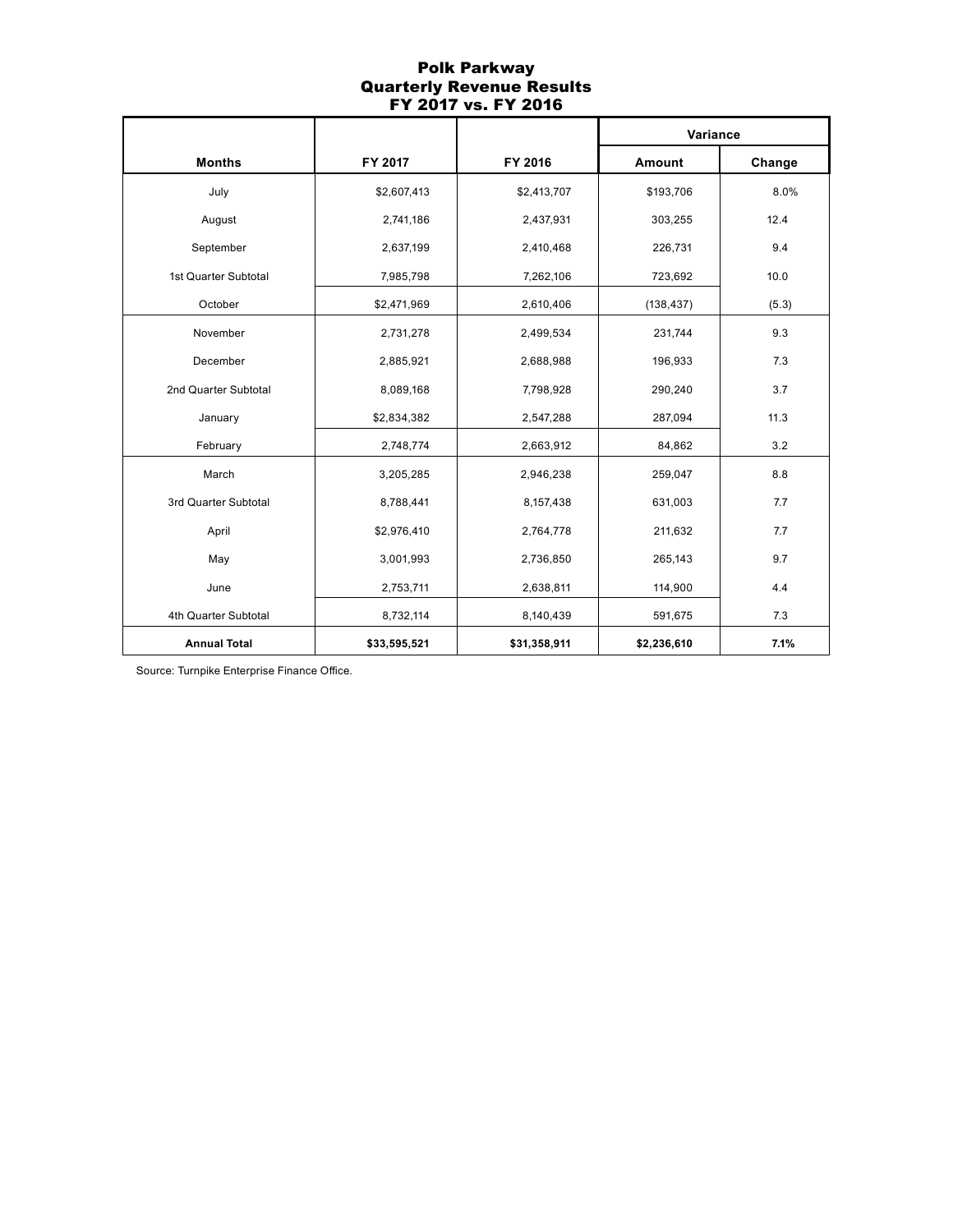## Polk Parkway
## Quarterly Revenue Results
## FY 2017 vs. FY 2016

| Months | FY 2017 | FY 2016 | Variance | |
|---|---|---|---|---|
| | | | Amount | Change |
| July | $2,607,413 | $2,413,707 | $193,706 | 8.0% |
| August | 2,741,186 | 2,437,931 | 303,255 | 12.4 |
| September | 2,637,199 | 2,410,468 | 226,731 | 9.4 |
| 1st Quarter Subtotal | 7,985,798 | 7,262,106 | 723,692 | 10.0 |
| October | $2,471,969 | 2,610,406 | (138,437) | (5.3) |
| November | 2,731,278 | 2,499,534 | 231,744 | 9.3 |
| December | 2,885,921 | 2,688,988 | 196,933 | 7.3 |
| 2nd Quarter Subtotal | 8,089,168 | 7,798,928 | 290,240 | 3.7 |
| January | $2,834,382 | 2,547,288 | 287,094 | 11.3 |
| February | 2,748,774 | 2,663,912 | 84,862 | 3.2 |
| March | 3,205,285 | 2,946,238 | 259,047 | 8.8 |
| 3rd Quarter Subtotal | 8,788,441 | 8,157,438 | 631,003 | 7.7 |
| April | $2,976,410 | 2,764,778 | 211,632 | 7.7 |
| May | 3,001,993 | 2,736,850 | 265,143 | 9.7 |
| June | 2,753,711 | 2,638,811 | 114,900 | 4.4 |
| 4th Quarter Subtotal | 8,732,114 | 8,140,439 | 591,675 | 7.3 |
| **Annual Total** | **$33,595,521** | **$31,358,911** | **$2,236,610** | **7.1%** |

Source: Turnpike Enterprise Finance Office.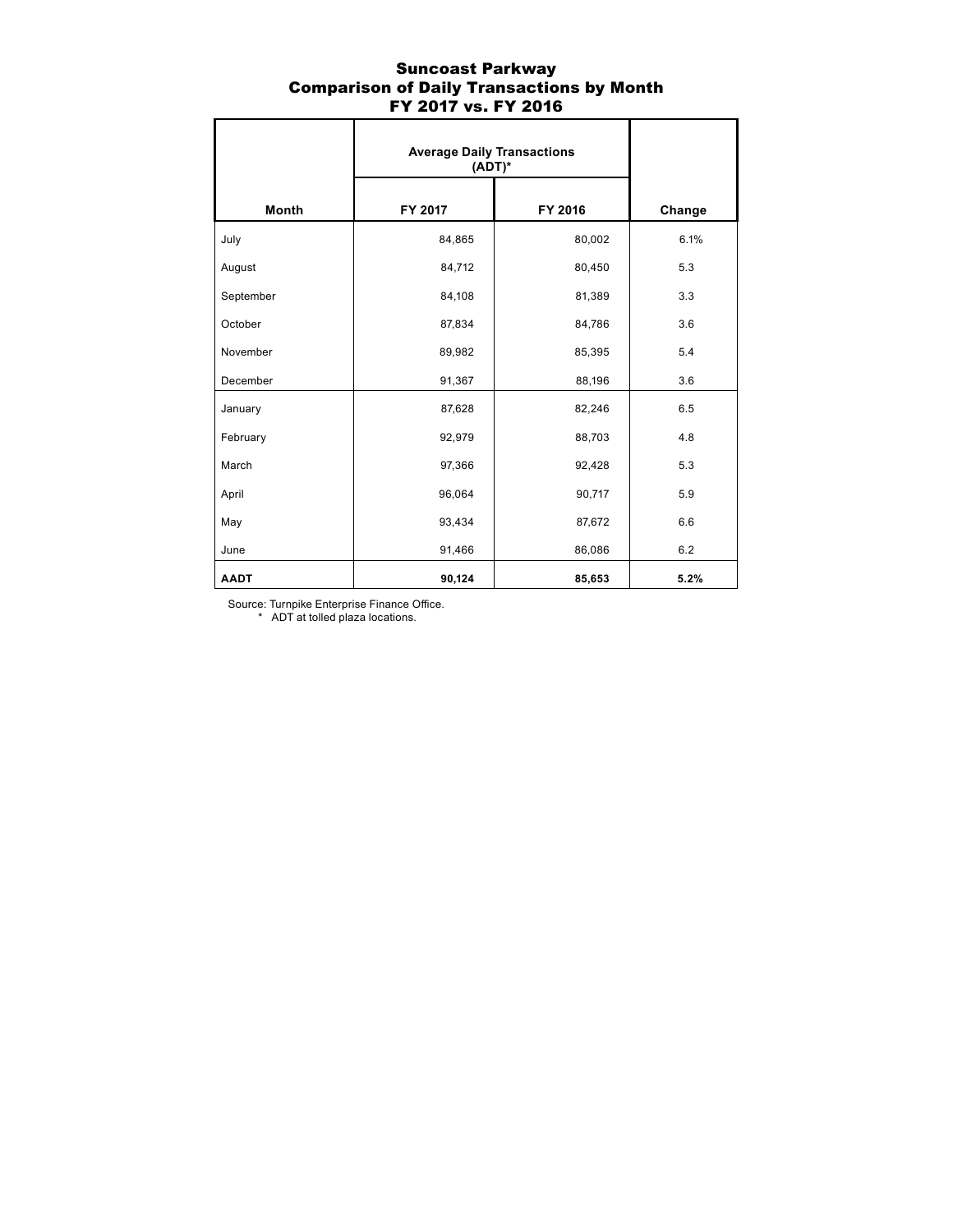# Suncoast Parkway
## Comparison of Daily Transactions by Month
## FY 2017 vs. FY 2016

| Month | Average Daily Transactions (ADT)* | | Change |
|---|---|---|---|
| | FY 2017 | FY 2016 | |
| July | 84,865 | 80,002 | 6.1% |
| August | 84,712 | 80,450 | 5.3 |
| September | 84,108 | 81,389 | 3.3 |
| October | 87,834 | 84,786 | 3.6 |
| November | 89,982 | 85,395 | 5.4 |
| December | 91,367 | 88,196 | 3.6 |
| January | 87,628 | 82,246 | 6.5 |
| February | 92,979 | 88,703 | 4.8 |
| March | 97,366 | 92,428 | 5.3 |
| April | 96,064 | 90,717 | 5.9 |
| May | 93,434 | 87,672 | 6.6 |
| June | 91,466 | 86,086 | 6.2 |
| **AADT** | **90,124** | **85,653** | **5.2%** |

Source: Turnpike Enterprise Finance Office.
\* ADT at tolled plaza locations.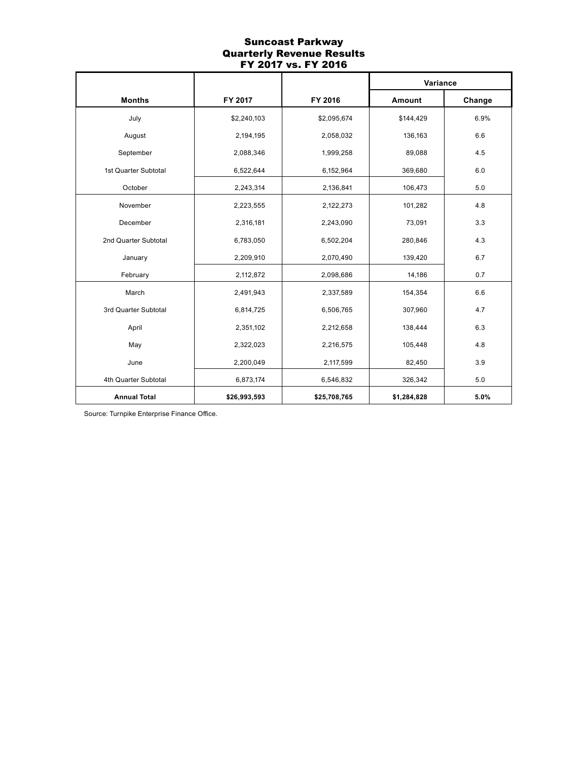# Suncoast Parkway
## Quarterly Revenue Results
## FY 2017 vs. FY 2016

| Months | FY 2017 | FY 2016 | Variance | |
|---|---|---|---|---|
| | | | Amount | Change |
| July | $2,240,103 | $2,095,674 | $144,429 | 6.9% |
| August | 2,194,195 | 2,058,032 | 136,163 | 6.6 |
| September | 2,088,346 | 1,999,258 | 89,088 | 4.5 |
| 1st Quarter Subtotal | 6,522,644 | 6,152,964 | 369,680 | 6.0 |
| October | 2,243,314 | 2,136,841 | 106,473 | 5.0 |
| November | 2,223,555 | 2,122,273 | 101,282 | 4.8 |
| December | 2,316,181 | 2,243,090 | 73,091 | 3.3 |
| 2nd Quarter Subtotal | 6,783,050 | 6,502,204 | 280,846 | 4.3 |
| January | 2,209,910 | 2,070,490 | 139,420 | 6.7 |
| February | 2,112,872 | 2,098,686 | 14,186 | 0.7 |
| March | 2,491,943 | 2,337,589 | 154,354 | 6.6 |
| 3rd Quarter Subtotal | 6,814,725 | 6,506,765 | 307,960 | 4.7 |
| April | 2,351,102 | 2,212,658 | 138,444 | 6.3 |
| May | 2,322,023 | 2,216,575 | 105,448 | 4.8 |
| June | 2,200,049 | 2,117,599 | 82,450 | 3.9 |
| 4th Quarter Subtotal | 6,873,174 | 6,546,832 | 326,342 | 5.0 |
| **Annual Total** | **$26,993,593** | **$25,708,765** | **$1,284,828** | **5.0%** |

Source: Turnpike Enterprise Finance Office.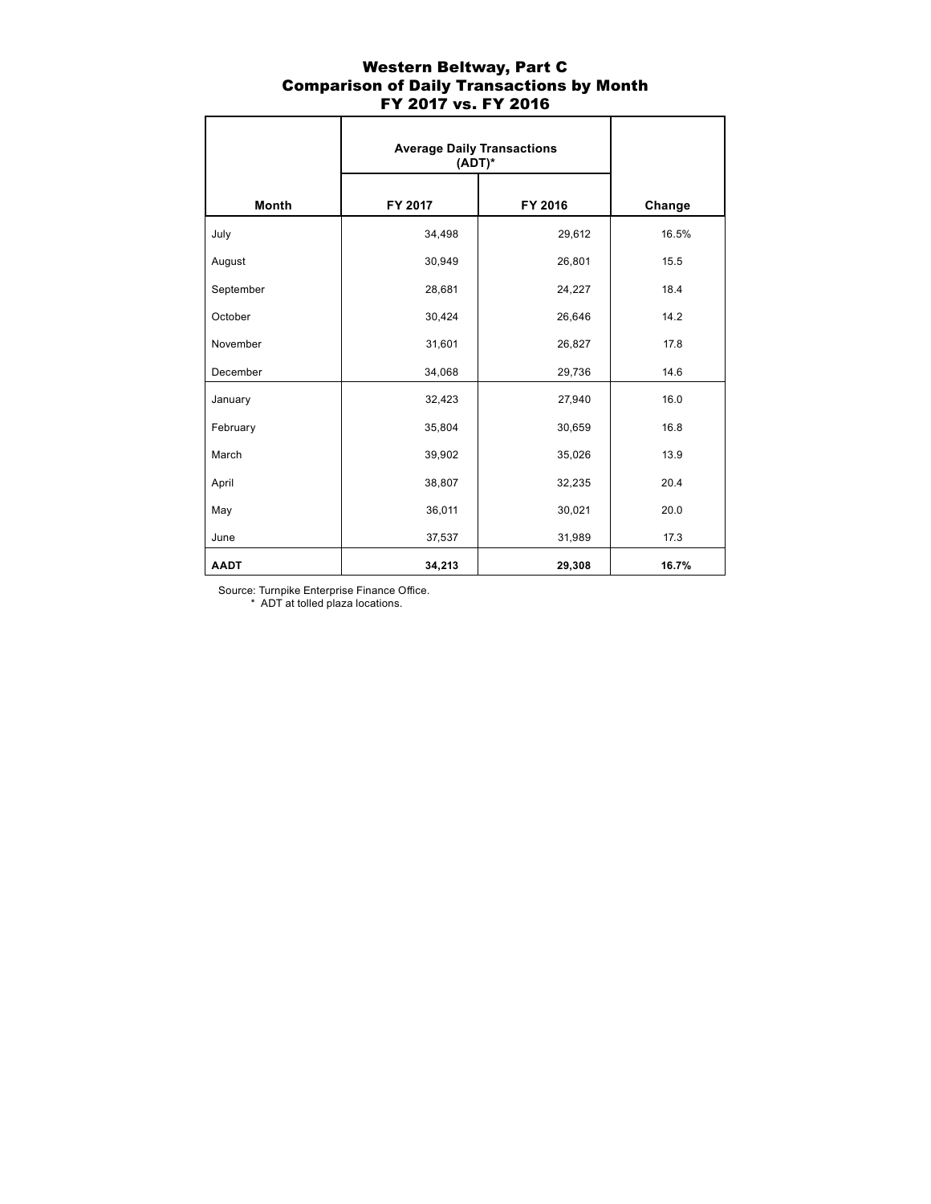# Western Beltway, Part C
## Comparison of Daily Transactions by Month
## FY 2017 vs. FY 2016

| Month | Average Daily Transactions (ADT)* | | Change |
|---|---|---|---|
| | FY 2017 | FY 2016 | |
| July | 34,498 | 29,612 | 16.5% |
| August | 30,949 | 26,801 | 15.5 |
| September | 28,681 | 24,227 | 18.4 |
| October | 30,424 | 26,646 | 14.2 |
| November | 31,601 | 26,827 | 17.8 |
| December | 34,068 | 29,736 | 14.6 |
| January | 32,423 | 27,940 | 16.0 |
| February | 35,804 | 30,659 | 16.8 |
| March | 39,902 | 35,026 | 13.9 |
| April | 38,807 | 32,235 | 20.4 |
| May | 36,011 | 30,021 | 20.0 |
| June | 37,537 | 31,989 | 17.3 |
| **AADT** | **34,213** | **29,308** | **16.7%** |

Source: Turnpike Enterprise Finance Office.

\* ADT at tolled plaza locations.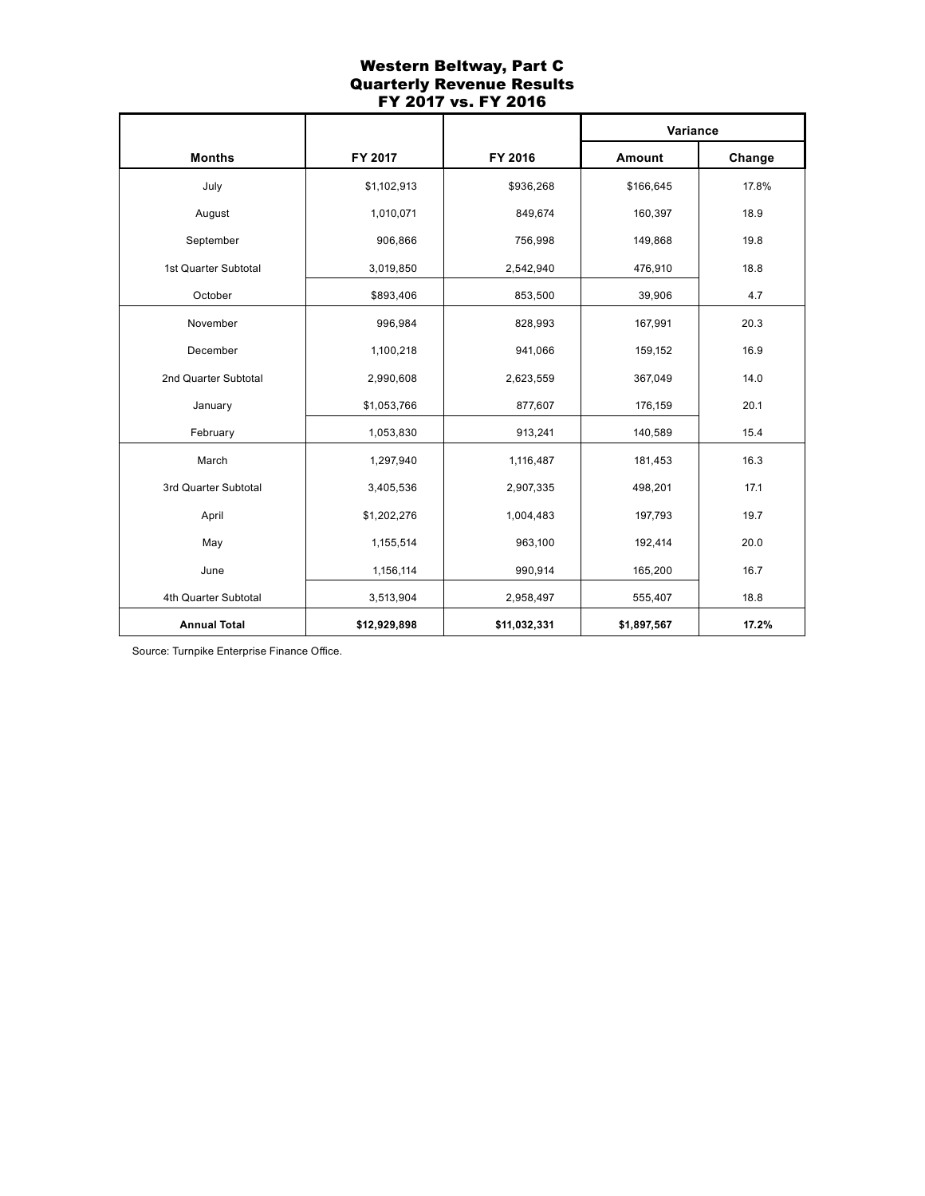# Western Beltway, Part C
## Quarterly Revenue Results
## FY 2017 vs. FY 2016

| Months | FY 2017 | FY 2016 | Variance | |
|---|---|---|---|---|
| | | | Amount | Change |
| July | $1,102,913 | $936,268 | $166,645 | 17.8% |
| August | 1,010,071 | 849,674 | 160,397 | 18.9 |
| September | 906,866 | 756,998 | 149,868 | 19.8 |
| 1st Quarter Subtotal | 3,019,850 | 2,542,940 | 476,910 | 18.8 |
| October | $893,406 | 853,500 | 39,906 | 4.7 |
| November | 996,984 | 828,993 | 167,991 | 20.3 |
| December | 1,100,218 | 941,066 | 159,152 | 16.9 |
| 2nd Quarter Subtotal | 2,990,608 | 2,623,559 | 367,049 | 14.0 |
| January | $1,053,766 | 877,607 | 176,159 | 20.1 |
| February | 1,053,830 | 913,241 | 140,589 | 15.4 |
| March | 1,297,940 | 1,116,487 | 181,453 | 16.3 |
| 3rd Quarter Subtotal | 3,405,536 | 2,907,335 | 498,201 | 17.1 |
| April | $1,202,276 | 1,004,483 | 197,793 | 19.7 |
| May | 1,155,514 | 963,100 | 192,414 | 20.0 |
| June | 1,156,114 | 990,914 | 165,200 | 16.7 |
| 4th Quarter Subtotal | 3,513,904 | 2,958,497 | 555,407 | 18.8 |
| **Annual Total** | **$12,929,898** | **$11,032,331** | **$1,897,567** | **17.2%** |

Source: Turnpike Enterprise Finance Office.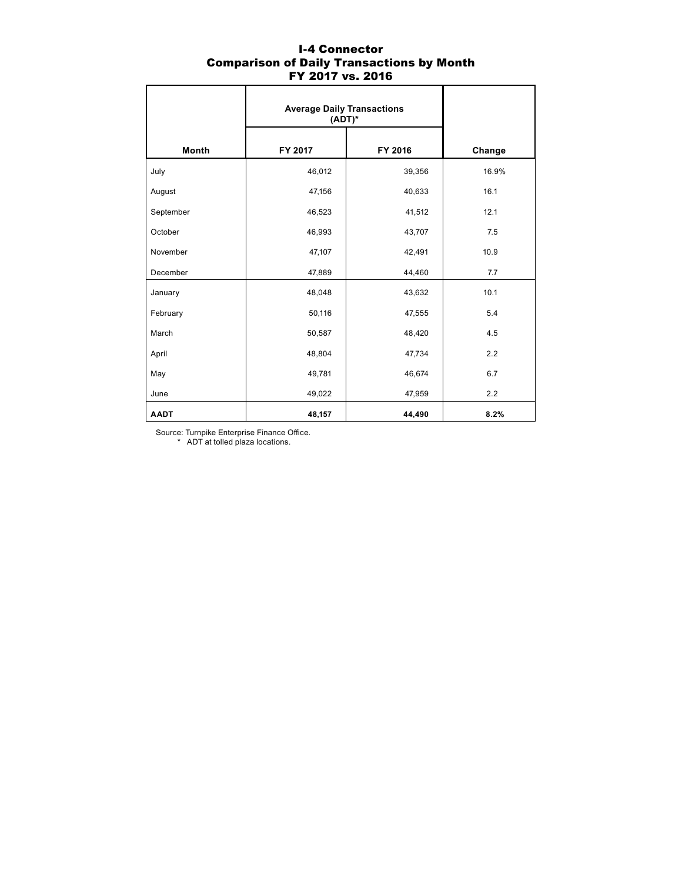# I-4 Connector
## Comparison of Daily Transactions by Month
## FY 2017 vs. 2016

| Month | Average Daily Transactions (ADT)* | | Change |
|---|---|---|---|
| | FY 2017 | FY 2016 | |
| July | 46,012 | 39,356 | 16.9% |
| August | 47,156 | 40,633 | 16.1 |
| September | 46,523 | 41,512 | 12.1 |
| October | 46,993 | 43,707 | 7.5 |
| November | 47,107 | 42,491 | 10.9 |
| December | 47,889 | 44,460 | 7.7 |
| January | 48,048 | 43,632 | 10.1 |
| February | 50,116 | 47,555 | 5.4 |
| March | 50,587 | 48,420 | 4.5 |
| April | 48,804 | 47,734 | 2.2 |
| May | 49,781 | 46,674 | 6.7 |
| June | 49,022 | 47,959 | 2.2 |
| **AADT** | **48,157** | **44,490** | **8.2%** |

Source: Turnpike Enterprise Finance Office.

\* ADT at tolled plaza locations.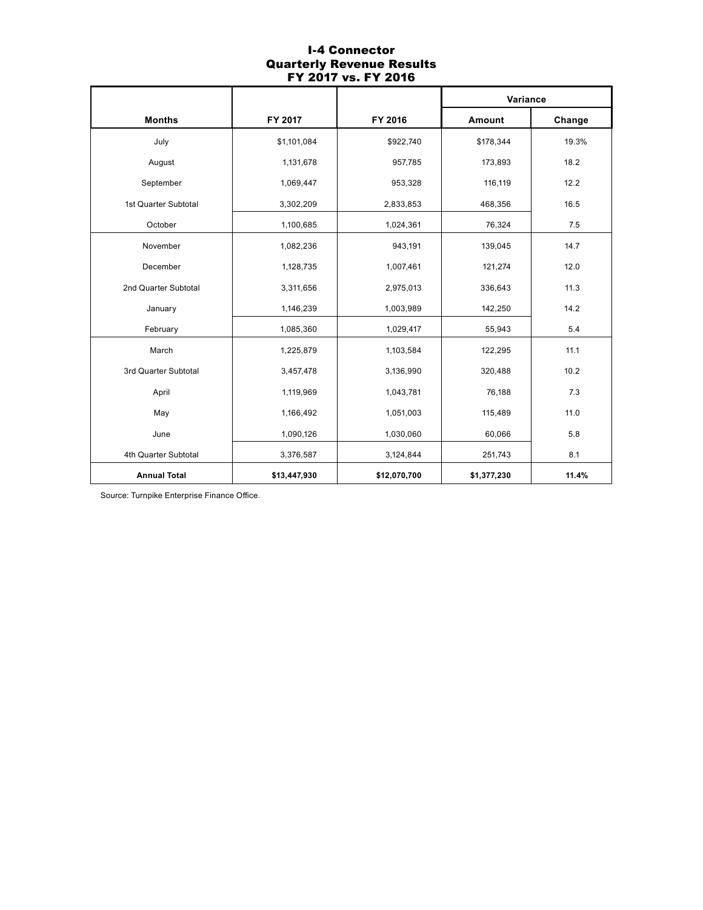# I-4 Connector
## Quarterly Revenue Results
## FY 2017 vs. FY 2016

| Months | FY 2017 | FY 2016 | Variance | |
|---|---|---|---|---|
| | | | Amount | Change |
| July | $1,101,084 | $922,740 | $178,344 | 19.3% |
| August | 1,131,678 | 957,785 | 173,893 | 18.2 |
| September | 1,069,447 | 953,328 | 116,119 | 12.2 |
| 1st Quarter Subtotal | 3,302,209 | 2,833,853 | 468,356 | 16.5 |
| October | 1,100,685 | 1,024,361 | 76,324 | 7.5 |
| November | 1,082,236 | 943,191 | 139,045 | 14.7 |
| December | 1,128,735 | 1,007,461 | 121,274 | 12.0 |
| 2nd Quarter Subtotal | 3,311,656 | 2,975,013 | 336,643 | 11.3 |
| January | 1,146,239 | 1,003,989 | 142,250 | 14.2 |
| February | 1,085,360 | 1,029,417 | 55,943 | 5.4 |
| March | 1,225,879 | 1,103,584 | 122,295 | 11.1 |
| 3rd Quarter Subtotal | 3,457,478 | 3,136,990 | 320,488 | 10.2 |
| April | 1,119,969 | 1,043,781 | 76,188 | 7.3 |
| May | 1,166,492 | 1,051,003 | 115,489 | 11.0 |
| June | 1,090,126 | 1,030,060 | 60,066 | 5.8 |
| 4th Quarter Subtotal | 3,376,587 | 3,124,844 | 251,743 | 8.1 |
| **Annual Total** | **$13,447,930** | **$12,070,700** | **$1,377,230** | **11.4%** |

Source: Turnpike Enterprise Finance Office.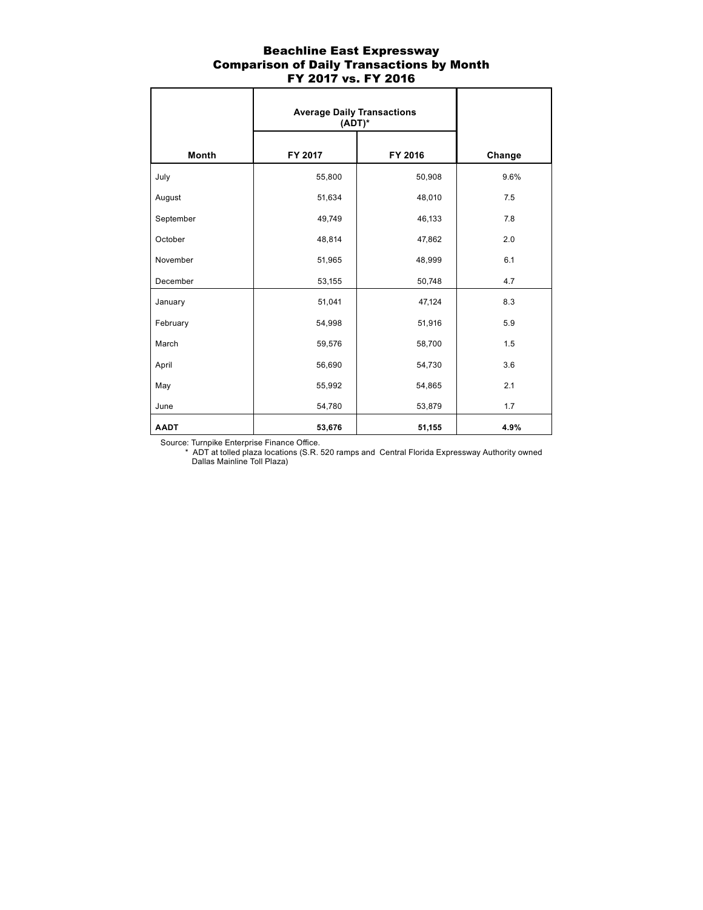# Beachline East Expressway
## Comparison of Daily Transactions by Month
## FY 2017 vs. FY 2016

| Month | Average Daily Transactions (ADT)* | | Change |
|---|---|---|---|
| | FY 2017 | FY 2016 | |
| July | 55,800 | 50,908 | 9.6% |
| August | 51,634 | 48,010 | 7.5 |
| September | 49,749 | 46,133 | 7.8 |
| October | 48,814 | 47,862 | 2.0 |
| November | 51,965 | 48,999 | 6.1 |
| December | 53,155 | 50,748 | 4.7 |
| January | 51,041 | 47,124 | 8.3 |
| February | 54,998 | 51,916 | 5.9 |
| March | 59,576 | 58,700 | 1.5 |
| April | 56,690 | 54,730 | 3.6 |
| May | 55,992 | 54,865 | 2.1 |
| June | 54,780 | 53,879 | 1.7 |
| **AADT** | **53,676** | **51,155** | **4.9%** |

Source: Turnpike Enterprise Finance Office.

\* ADT at tolled plaza locations (S.R. 520 ramps and Central Florida Expressway Authority owned Dallas Mainline Toll Plaza)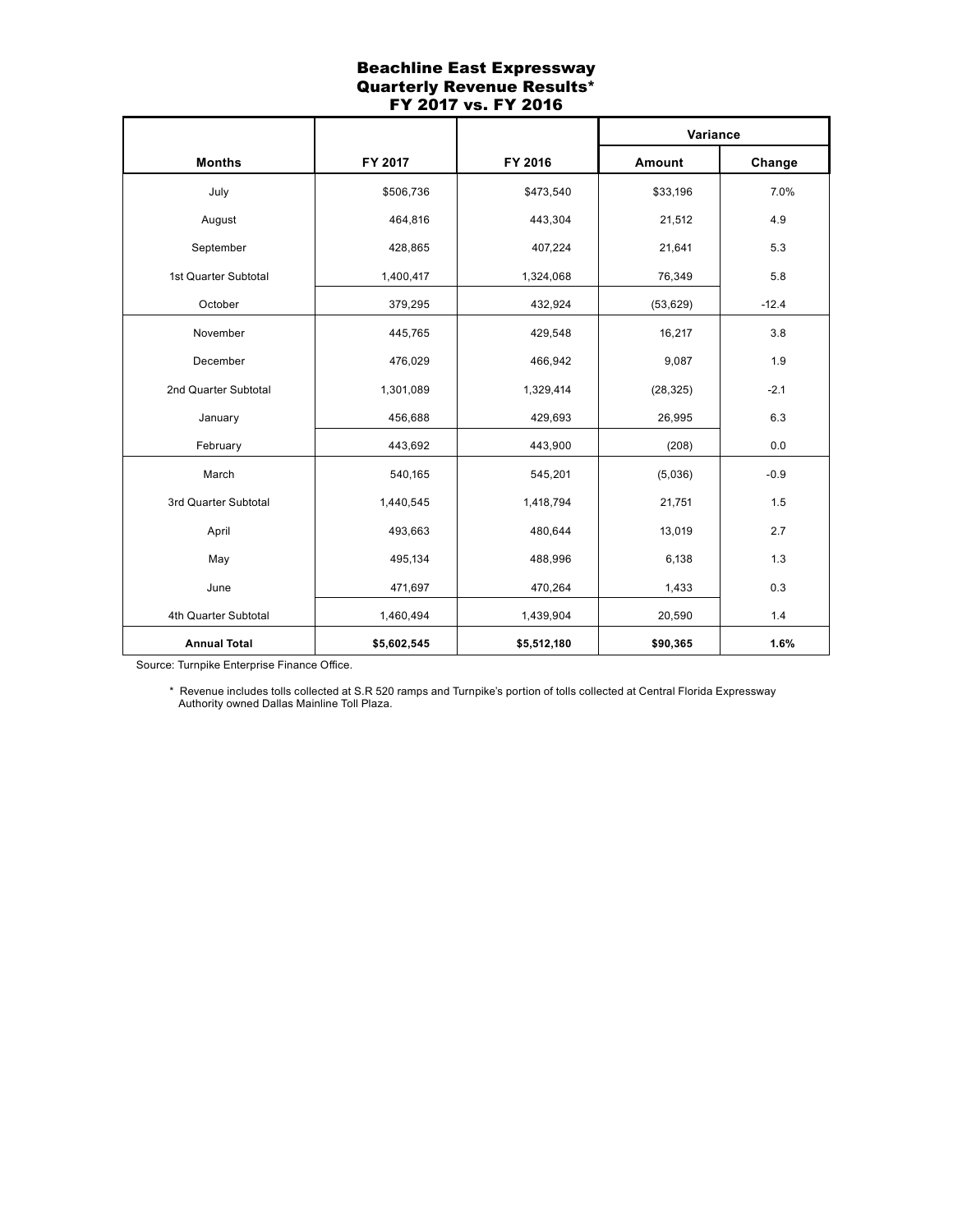# Beachline East Expressway
## Quarterly Revenue Results*
## FY 2017 vs. FY 2016

| Months | FY 2017 | FY 2016 | Variance | |
|---|---|---|---|---|
| | | | Amount | Change |
| July | $506,736 | $473,540 | $33,196 | 7.0% |
| August | 464,816 | 443,304 | 21,512 | 4.9 |
| September | 428,865 | 407,224 | 21,641 | 5.3 |
| 1st Quarter Subtotal | 1,400,417 | 1,324,068 | 76,349 | 5.8 |
| October | 379,295 | 432,924 | (53,629) | -12.4 |
| November | 445,765 | 429,548 | 16,217 | 3.8 |
| December | 476,029 | 466,942 | 9,087 | 1.9 |
| 2nd Quarter Subtotal | 1,301,089 | 1,329,414 | (28,325) | -2.1 |
| January | 456,688 | 429,693 | 26,995 | 6.3 |
| February | 443,692 | 443,900 | (208) | 0.0 |
| March | 540,165 | 545,201 | (5,036) | -0.9 |
| 3rd Quarter Subtotal | 1,440,545 | 1,418,794 | 21,751 | 1.5 |
| April | 493,663 | 480,644 | 13,019 | 2.7 |
| May | 495,134 | 488,996 | 6,138 | 1.3 |
| June | 471,697 | 470,264 | 1,433 | 0.3 |
| 4th Quarter Subtotal | 1,460,494 | 1,439,904 | 20,590 | 1.4 |
| **Annual Total** | **$5,602,545** | **$5,512,180** | **$90,365** | **1.6%** |

Source: Turnpike Enterprise Finance Office.

* Revenue includes tolls collected at S.R 520 ramps and Turnpike's portion of tolls collected at Central Florida Expressway Authority owned Dallas Mainline Toll Plaza.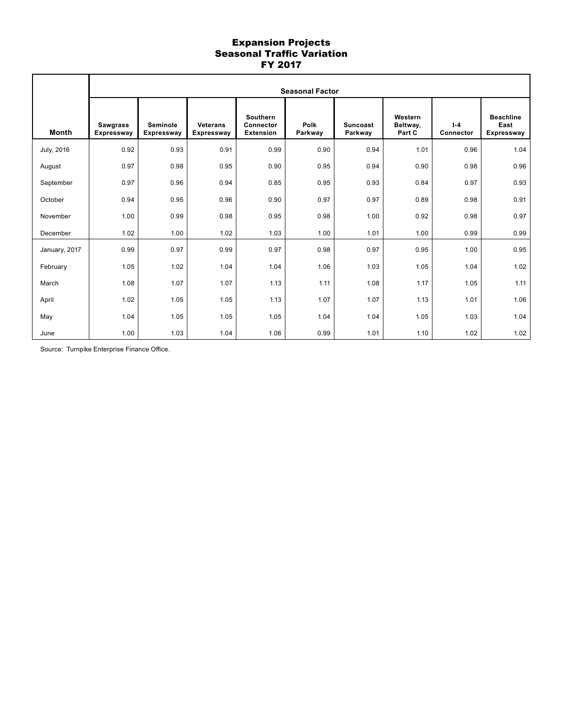# Expansion Projects
## Seasonal Traffic Variation
## FY 2017

| Month | Seasonal Factor | | | | | | | | |
|---|---|---|---|---|---|---|---|---|---|
| | Sawgrass Expressway | Seminole Expressway | Veterans Expressway | Southern Connector Extension | Polk Parkway | Suncoast Parkway | Western Beltway, Part C | I-4 Connector | Beachline East Expressway |
| July, 2016 | 0.92 | 0.93 | 0.91 | 0.99 | 0.90 | 0.94 | 1.01 | 0.96 | 1.04 |
| August | 0.97 | 0.98 | 0.95 | 0.90 | 0.95 | 0.94 | 0.90 | 0.98 | 0.96 |
| September | 0.97 | 0.96 | 0.94 | 0.85 | 0.95 | 0.93 | 0.84 | 0.97 | 0.93 |
| October | 0.94 | 0.95 | 0.96 | 0.90 | 0.97 | 0.97 | 0.89 | 0.98 | 0.91 |
| November | 1.00 | 0.99 | 0.98 | 0.95 | 0.98 | 1.00 | 0.92 | 0.98 | 0.97 |
| December | 1.02 | 1.00 | 1.02 | 1.03 | 1.00 | 1.01 | 1.00 | 0.99 | 0.99 |
| January, 2017 | 0.99 | 0.97 | 0.99 | 0.97 | 0.98 | 0.97 | 0.95 | 1.00 | 0.95 |
| February | 1.05 | 1.02 | 1.04 | 1.04 | 1.06 | 1.03 | 1.05 | 1.04 | 1.02 |
| March | 1.08 | 1.07 | 1.07 | 1.13 | 1.11 | 1.08 | 1.17 | 1.05 | 1.11 |
| April | 1.02 | 1.05 | 1.05 | 1.13 | 1.07 | 1.07 | 1.13 | 1.01 | 1.06 |
| May | 1.04 | 1.05 | 1.05 | 1.05 | 1.04 | 1.04 | 1.05 | 1.03 | 1.04 |
| June | 1.00 | 1.03 | 1.04 | 1.06 | 0.99 | 1.01 | 1.10 | 1.02 | 1.02 |

Source: Turnpike Enterprise Finance Office.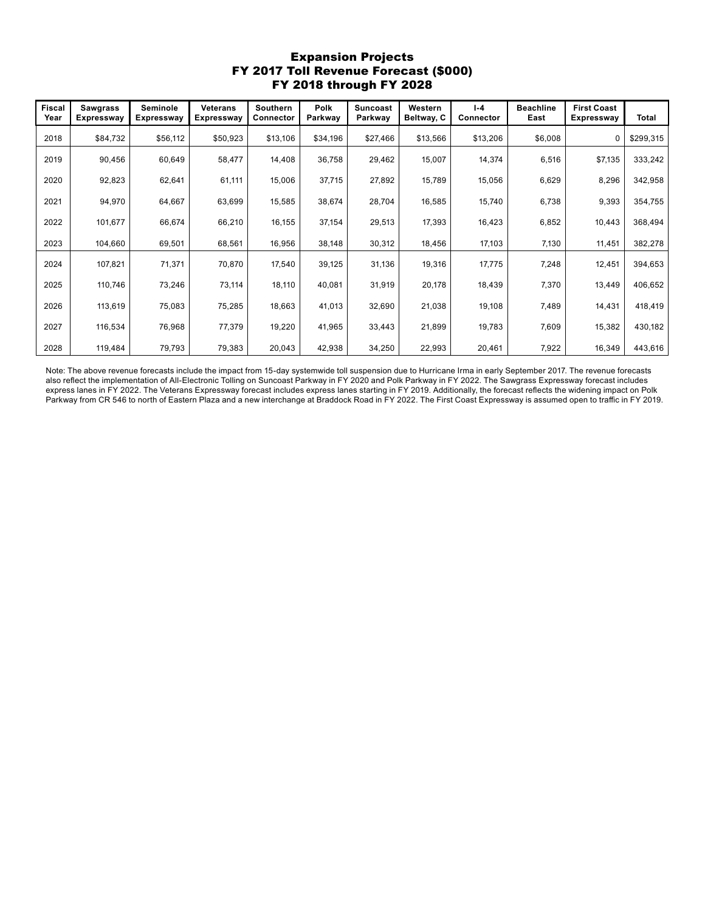# Expansion Projects
## FY 2017 Toll Revenue Forecast ($000)
## FY 2018 through FY 2028

| Fiscal Year | Sawgrass Expressway | Seminole Expressway | Veterans Expressway | Southern Connector | Polk Parkway | Suncoast Parkway | Western Beltway, C | I-4 Connector | Beachline East | First Coast Expressway | Total |
|---|---|---|---|---|---|---|---|---|---|---|---|
| 2018 | $84,732 | $56,112 | $50,923 | $13,106 | $34,196 | $27,466 | $13,566 | $13,206 | $6,008 | 0 | $299,315 |
| 2019 | 90,456 | 60,649 | 58,477 | 14,408 | 36,758 | 29,462 | 15,007 | 14,374 | 6,516 | $7,135 | 333,242 |
| 2020 | 92,823 | 62,641 | 61,111 | 15,006 | 37,715 | 27,892 | 15,789 | 15,056 | 6,629 | 8,296 | 342,958 |
| 2021 | 94,970 | 64,667 | 63,699 | 15,585 | 38,674 | 28,704 | 16,585 | 15,740 | 6,738 | 9,393 | 354,755 |
| 2022 | 101,677 | 66,674 | 66,210 | 16,155 | 37,154 | 29,513 | 17,393 | 16,423 | 6,852 | 10,443 | 368,494 |
| 2023 | 104,660 | 69,501 | 68,561 | 16,956 | 38,148 | 30,312 | 18,456 | 17,103 | 7,130 | 11,451 | 382,278 |
| 2024 | 107,821 | 71,371 | 70,870 | 17,540 | 39,125 | 31,136 | 19,316 | 17,775 | 7,248 | 12,451 | 394,653 |
| 2025 | 110,746 | 73,246 | 73,114 | 18,110 | 40,081 | 31,919 | 20,178 | 18,439 | 7,370 | 13,449 | 406,652 |
| 2026 | 113,619 | 75,083 | 75,285 | 18,663 | 41,013 | 32,690 | 21,038 | 19,108 | 7,489 | 14,431 | 418,419 |
| 2027 | 116,534 | 76,968 | 77,379 | 19,220 | 41,965 | 33,443 | 21,899 | 19,783 | 7,609 | 15,382 | 430,182 |
| 2028 | 119,484 | 79,793 | 79,383 | 20,043 | 42,938 | 34,250 | 22,993 | 20,461 | 7,922 | 16,349 | 443,616 |

Note: The above revenue forecasts include the impact from 15-day systemwide toll suspension due to Hurricane Irma in early September 2017. The revenue forecasts also reflect the implementation of All-Electronic Tolling on Suncoast Parkway in FY 2020 and Polk Parkway in FY 2022. The Sawgrass Expressway forecast includes express lanes in FY 2022. The Veterans Expressway forecast includes express lanes starting in FY 2019. Additionally, the forecast reflects the widening impact on Polk Parkway from CR 546 to north of Eastern Plaza and a new interchange at Braddock Road in FY 2022. The First Coast Expressway is assumed open to traffic in FY 2019.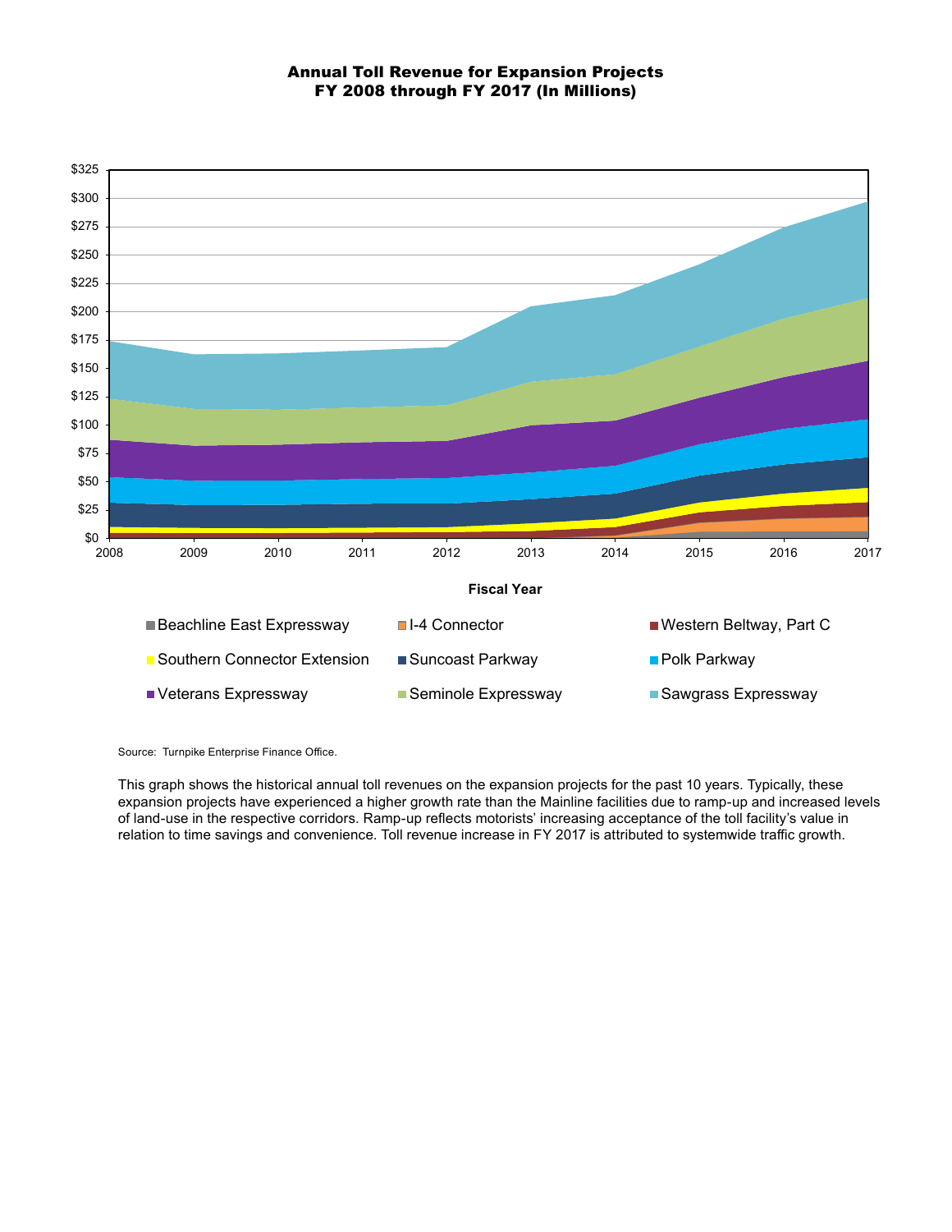# Annual Toll Revenue for Expansion Projects
## FY 2008 through FY 2017 (In Millions)

Source: Turnpike Enterprise Finance Office.

This graph shows the historical annual toll revenues on the expansion projects for the past 10 years. Typically, these expansion projects have experienced a higher growth rate than the Mainline facilities due to ramp-up and increased levels of land-use in the respective corridors. Ramp-up reflects motorists' increasing acceptance of the toll facility's value in relation to time savings and convenience. Toll revenue increase in FY 2017 is attributed to systemwide traffic growth.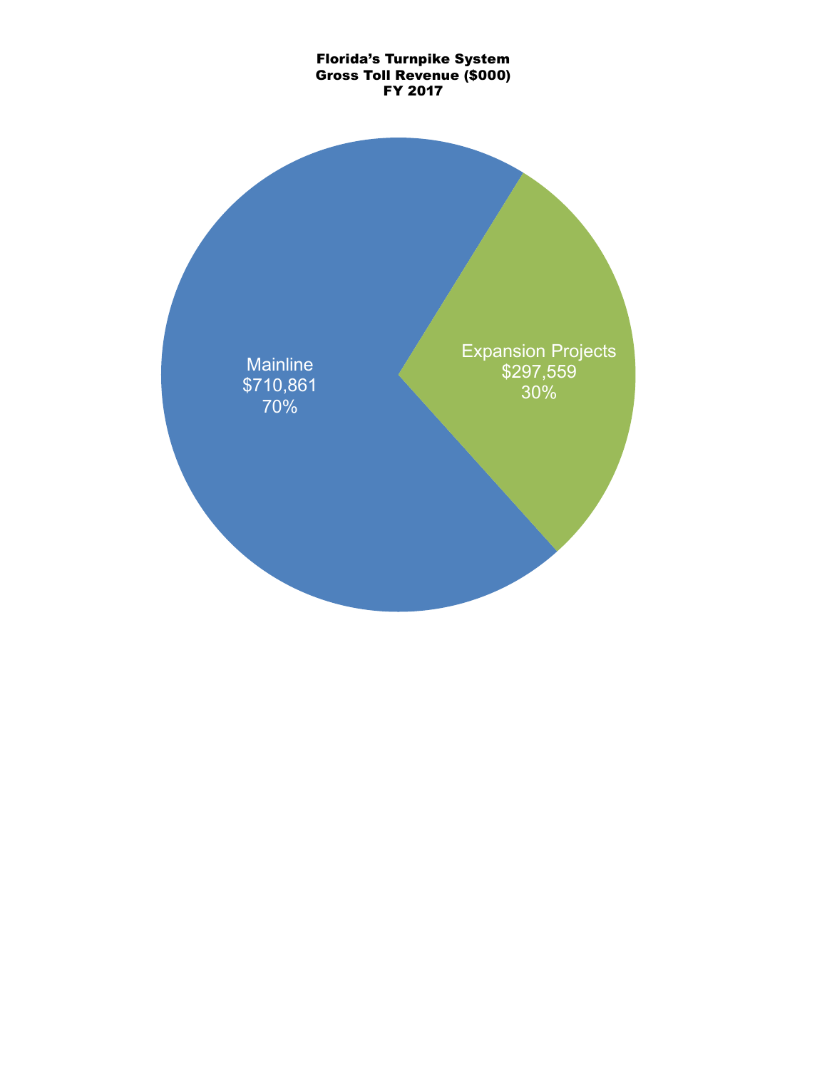**Florida's Turnpike System**
**Gross Toll Revenue ($000)**
**FY 2017**

Mainline
$710,861
70%

Expansion Projects
$297,559
30%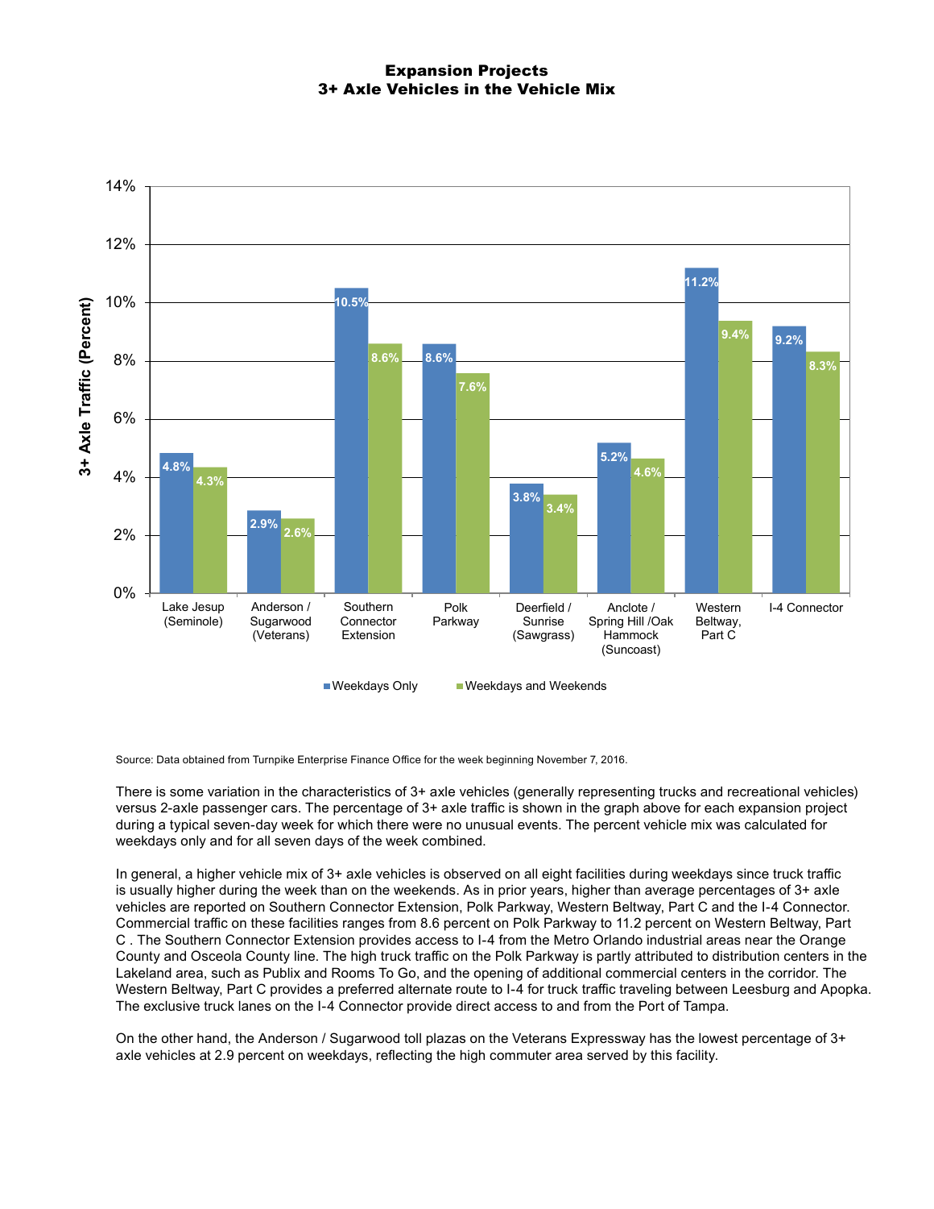## Expansion Projects
## 3+ Axle Vehicles in the Vehicle Mix

| Facility | Weekdays Only | Weekdays and Weekends |
|---|---|---|
| Lake Jesup (Seminole) | 4.8% | 4.3% |
| Anderson / Sugarwood (Veterans) | 2.9% | 2.6% |
| Southern Connector Extension | 10.5% | 8.6% |
| Polk Parkway | 8.6% | 7.6% |
| Deerfield / Sunrise (Sawgrass) | 3.8% | 3.4% |
| Anclote / Spring Hill /Oak Hammock (Suncoast) | 5.2% | 4.6% |
| Western Beltway, Part C | 11.2% | 9.4% |
| I-4 Connector | 9.2% | 8.3% |

Source: Data obtained from Turnpike Enterprise Finance Office for the week beginning November 7, 2016.

There is some variation in the characteristics of 3+ axle vehicles (generally representing trucks and recreational vehicles) versus 2-axle passenger cars. The percentage of 3+ axle traffic is shown in the graph above for each expansion project during a typical seven-day week for which there were no unusual events. The percent vehicle mix was calculated for weekdays only and for all seven days of the week combined.

In general, a higher vehicle mix of 3+ axle vehicles is observed on all eight facilities during weekdays since truck traffic is usually higher during the week than on the weekends. As in prior years, higher than average percentages of 3+ axle vehicles are reported on Southern Connector Extension, Polk Parkway, Western Beltway, Part C and the I-4 Connector. Commercial traffic on these facilities ranges from 8.6 percent on Polk Parkway to 11.2 percent on Western Beltway, Part C . The Southern Connector Extension provides access to I-4 from the Metro Orlando industrial areas near the Orange County and Osceola County line. The high truck traffic on the Polk Parkway is partly attributed to distribution centers in the Lakeland area, such as Publix and Rooms To Go, and the opening of additional commercial centers in the corridor. The Western Beltway, Part C provides a preferred alternate route to I-4 for truck traffic traveling between Leesburg and Apopka. The exclusive truck lanes on the I-4 Connector provide direct access to and from the Port of Tampa.

On the other hand, the Anderson / Sugarwood toll plazas on the Veterans Expressway has the lowest percentage of 3+ axle vehicles at 2.9 percent on weekdays, reflecting the high commuter area served by this facility.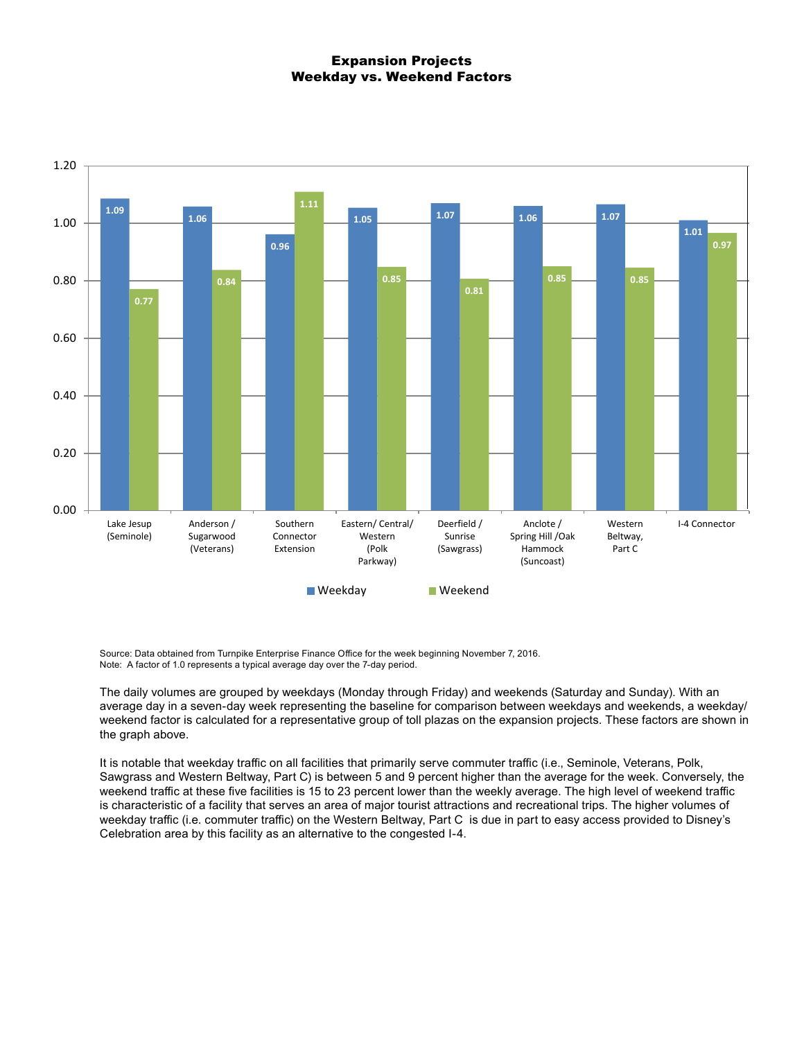# Expansion Projects
## Weekday vs. Weekend Factors

| Facility | Weekday | Weekend |
|---|---|---|
| Lake Jesup (Seminole) | 1.09 | 0.77 |
| Anderson / Sugarwood (Veterans) | 1.06 | 0.84 |
| Southern Connector Extension | 0.96 | 1.11 |
| Eastern/ Central/ Western (Polk Parkway) | 1.05 | 0.85 |
| Deerfield / Sunrise (Sawgrass) | 1.07 | 0.81 |
| Anclote / Spring Hill /Oak Hammock (Suncoast) | 1.06 | 0.85 |
| Western Beltway, Part C | 1.07 | 0.85 |
| I-4 Connector | 1.01 | 0.97 |

Source: Data obtained from Turnpike Enterprise Finance Office for the week beginning November 7, 2016.
Note: A factor of 1.0 represents a typical average day over the 7-day period.

The daily volumes are grouped by weekdays (Monday through Friday) and weekends (Saturday and Sunday). With an average day in a seven-day week representing the baseline for comparison between weekdays and weekends, a weekday/ weekend factor is calculated for a representative group of toll plazas on the expansion projects. These factors are shown in the graph above.

It is notable that weekday traffic on all facilities that primarily serve commuter traffic (i.e., Seminole, Veterans, Polk, Sawgrass and Western Beltway, Part C) is between 5 and 9 percent higher than the average for the week. Conversely, the weekend traffic at these five facilities is 15 to 23 percent lower than the weekly average. The high level of weekend traffic is characteristic of a facility that serves an area of major tourist attractions and recreational trips. The higher volumes of weekday traffic (i.e. commuter traffic) on the Western Beltway, Part C is due in part to easy access provided to Disney's Celebration area by this facility as an alternative to the congested I-4.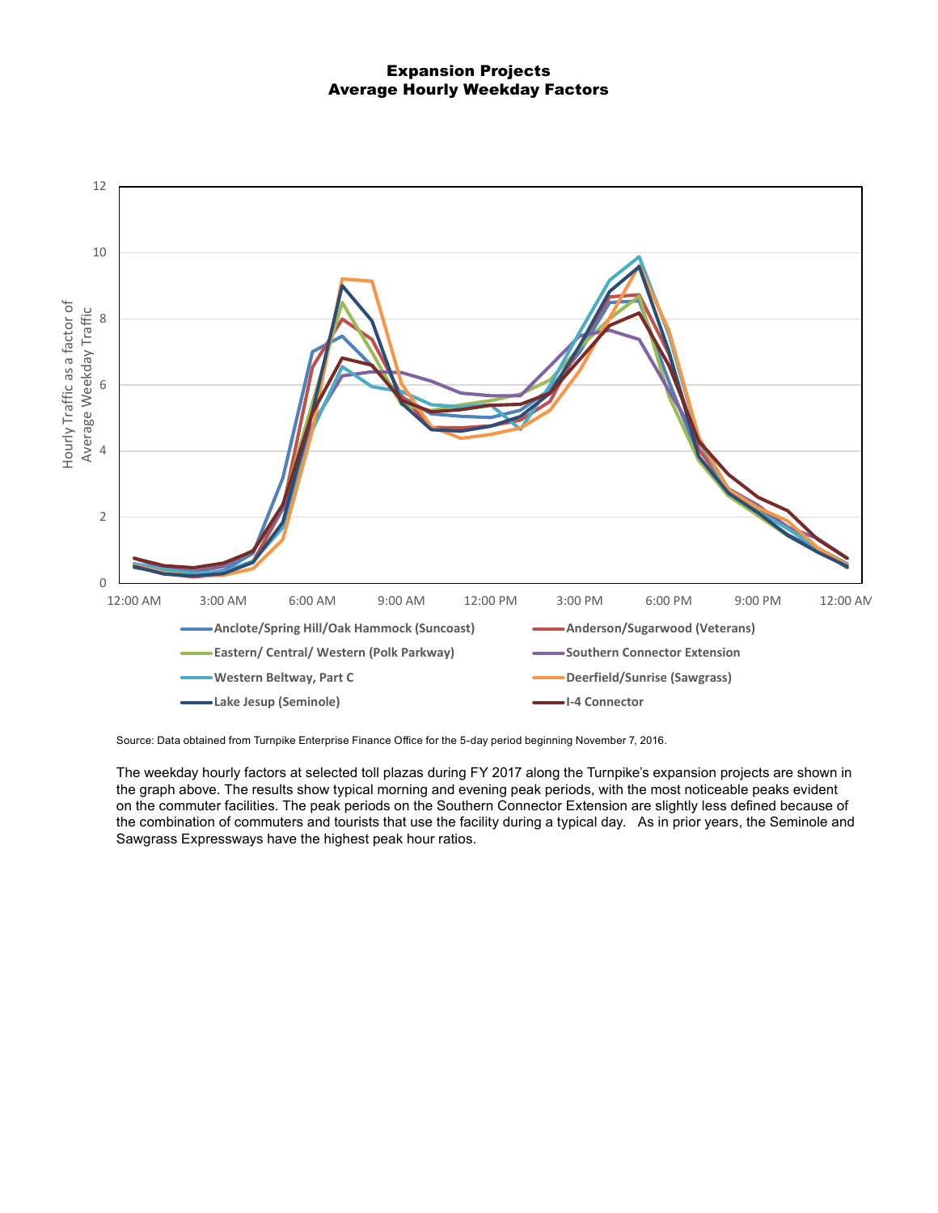# Expansion Projects
## Average Hourly Weekday Factors

Source: Data obtained from Turnpike Enterprise Finance Office for the 5-day period beginning November 7, 2016.

The weekday hourly factors at selected toll plazas during FY 2017 along the Turnpike's expansion projects are shown in the graph above. The results show typical morning and evening peak periods, with the most noticeable peaks evident on the commuter facilities. The peak periods on the Southern Connector Extension are slightly less defined because of the combination of commuters and tourists that use the facility during a typical day. As in prior years, the Seminole and Sawgrass Expressways have the highest peak hour ratios.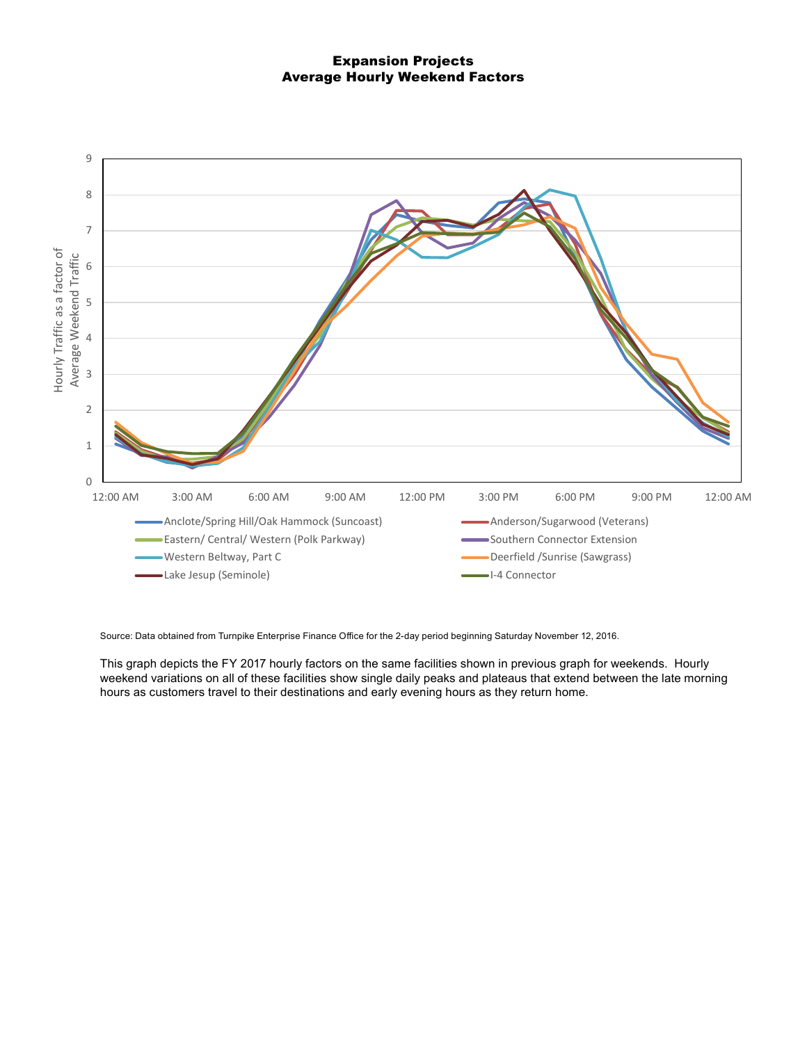## Expansion Projects
## Average Hourly Weekend Factors

Hourly Traffic as a factor of Average Weekend Traffic

9
8
7
6
5
4
3
2
1
0

12:00 AM
3:00 AM
6:00 AM
9:00 AM
12:00 PM
3:00 PM
6:00 PM
9:00 PM
12:00 AM

Anclote/Spring Hill/Oak Hammock (Suncoast)
Anderson/Sugarwood (Veterans)
Eastern/ Central/ Western (Polk Parkway)
Southern Connector Extension
Western Beltway, Part C
Deerfield /Sunrise (Sawgrass)
Lake Jesup (Seminole)
I-4 Connector

Source: Data obtained from Turnpike Enterprise Finance Office for the 2-day period beginning Saturday November 12, 2016.

This graph depicts the FY 2017 hourly factors on the same facilities shown in previous graph for weekends. Hourly weekend variations on all of these facilities show single daily peaks and plateaus that extend between the late morning hours as customers travel to their destinations and early evening hours as they return home.